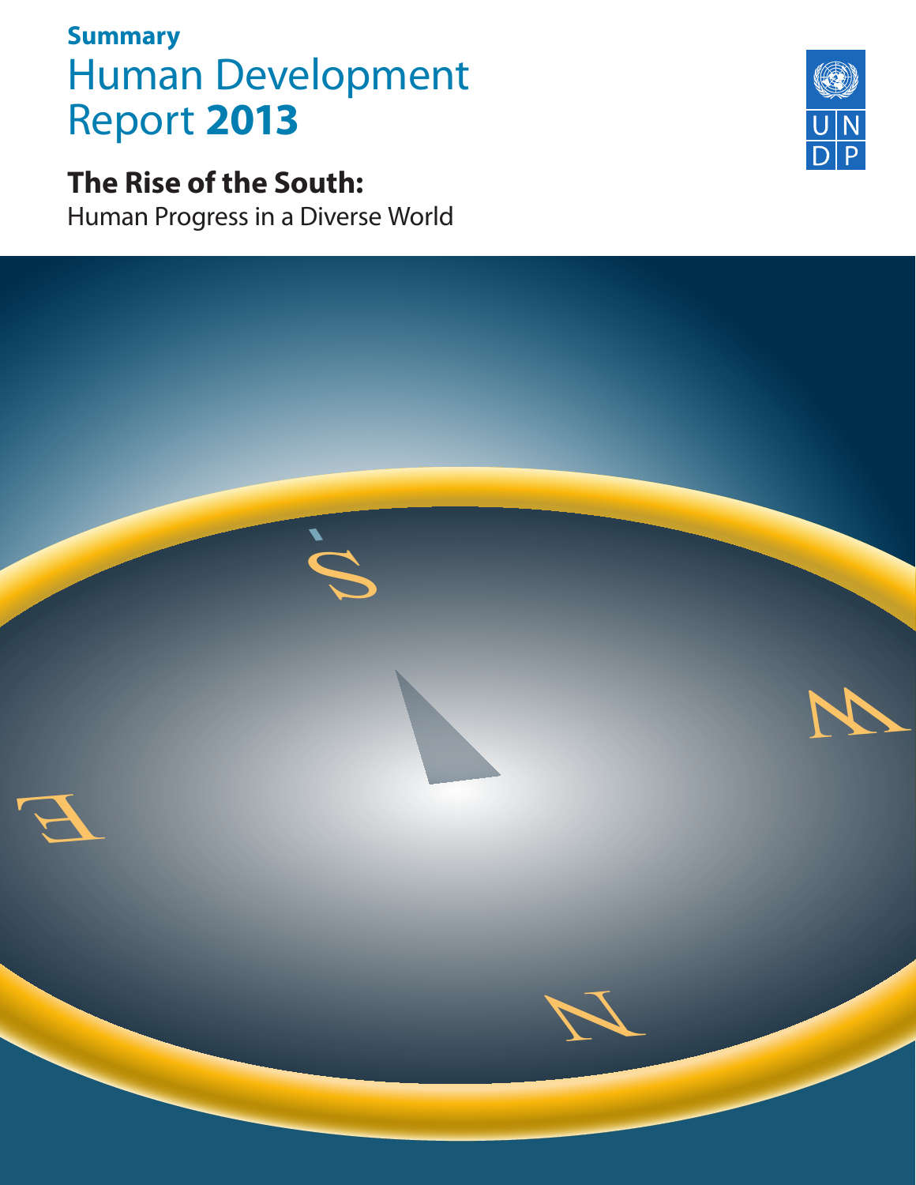**Summary**

# Human Development Report **2013**

## The Rise of the South:

Human Progress in a Diverse World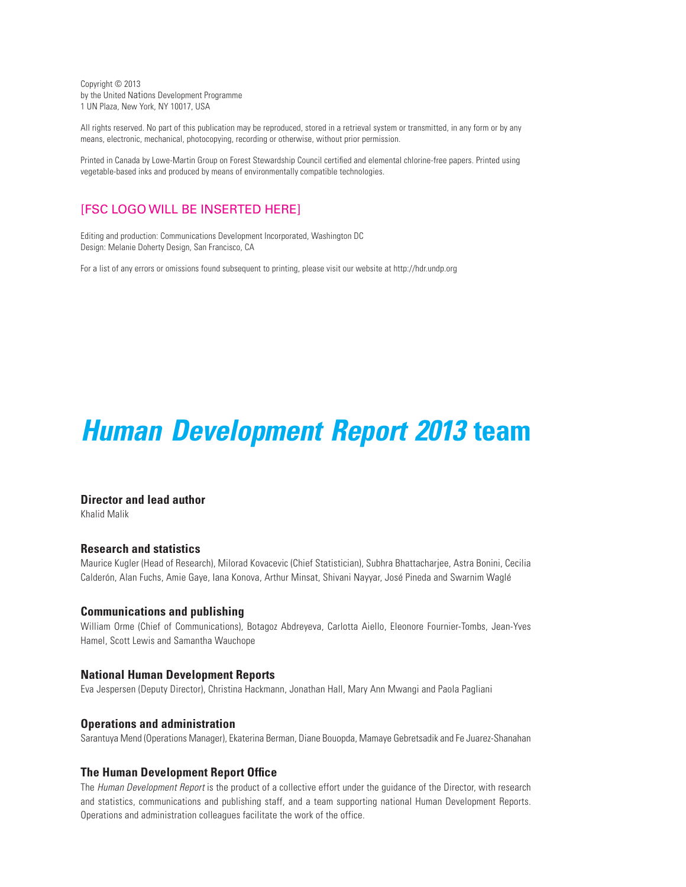Copyright © 2013
by the United Nations Development Programme
1 UN Plaza, New York, NY 10017, USA

All rights reserved. No part of this publication may be reproduced, stored in a retrieval system or transmitted, in any form or by any means, electronic, mechanical, photocopying, recording or otherwise, without prior permission.

Printed in Canada by Lowe-Martin Group on Forest Stewardship Council certified and elemental chlorine-free papers. Printed using vegetable-based inks and produced by means of environmentally compatible technologies.

[FSC LOGO WILL BE INSERTED HERE]

Editing and production: Communications Development Incorporated, Washington DC
Design: Melanie Doherty Design, San Francisco, CA

For a list of any errors or omissions found subsequent to printing, please visit our website at http://hdr.undp.org

# *Human Development Report 2013* team

### Director and lead author

Khalid Malik

### Research and statistics

Maurice Kugler (Head of Research), Milorad Kovacevic (Chief Statistician), Subhra Bhattacharjee, Astra Bonini, Cecilia Calderón, Alan Fuchs, Amie Gaye, Iana Konova, Arthur Minsat, Shivani Nayyar, José Pineda and Swarnim Waglé

### Communications and publishing

William Orme (Chief of Communications), Botagoz Abdreyeva, Carlotta Aiello, Eleonore Fournier-Tombs, Jean-Yves Hamel, Scott Lewis and Samantha Wauchope

### National Human Development Reports

Eva Jespersen (Deputy Director), Christina Hackmann, Jonathan Hall, Mary Ann Mwangi and Paola Pagliani

### Operations and administration

Sarantuya Mend (Operations Manager), Ekaterina Berman, Diane Bouopda, Mamaye Gebretsadik and Fe Juarez-Shanahan

### The Human Development Report Office

The *Human Development Report* is the product of a collective effort under the guidance of the Director, with research and statistics, communications and publishing staff, and a team supporting national Human Development Reports. Operations and administration colleagues facilitate the work of the office.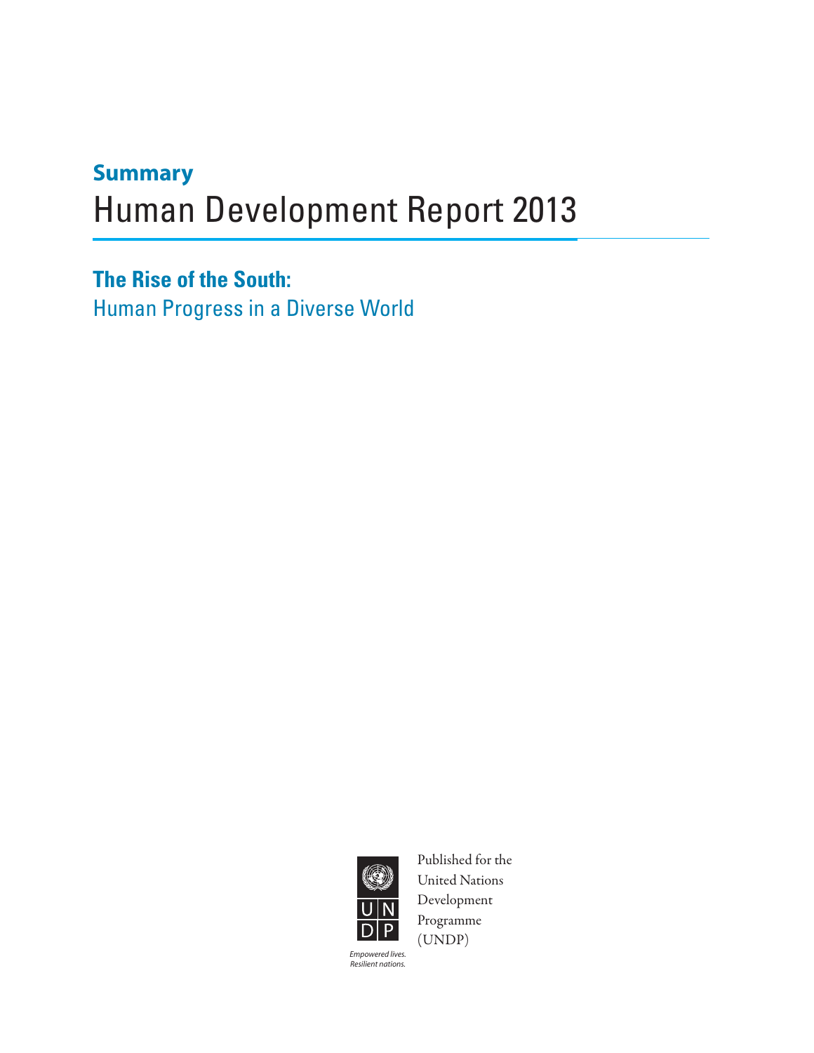**Summary**

# Human Development Report 2013

## The Rise of the South:

Human Progress in a Diverse World

Published for the United Nations Development Programme (UNDP)

*Empowered lives. Resilient nations.*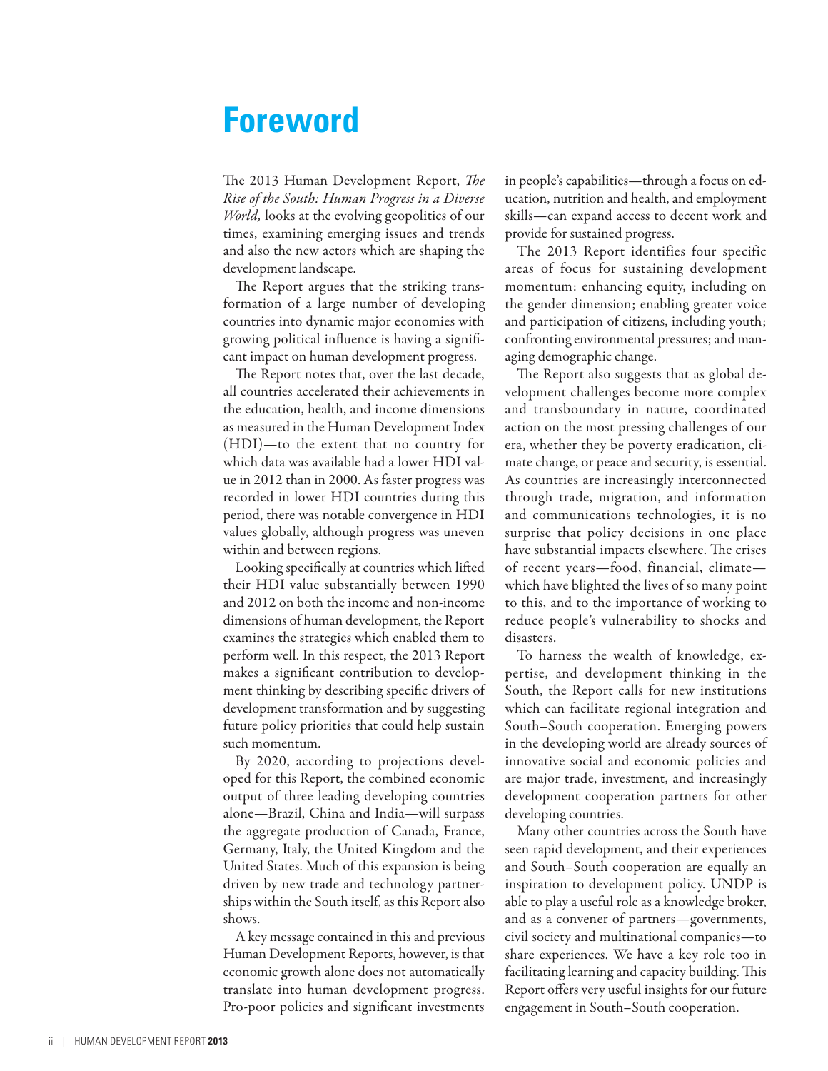# Foreword

The 2013 Human Development Report, *The Rise of the South: Human Progress in a Diverse World,* looks at the evolving geopolitics of our times, examining emerging issues and trends and also the new actors which are shaping the development landscape.

The Report argues that the striking transformation of a large number of developing countries into dynamic major economies with growing political influence is having a significant impact on human development progress.

The Report notes that, over the last decade, all countries accelerated their achievements in the education, health, and income dimensions as measured in the Human Development Index (HDI)—to the extent that no country for which data was available had a lower HDI value in 2012 than in 2000. As faster progress was recorded in lower HDI countries during this period, there was notable convergence in HDI values globally, although progress was uneven within and between regions.

Looking specifically at countries which lifted their HDI value substantially between 1990 and 2012 on both the income and non-income dimensions of human development, the Report examines the strategies which enabled them to perform well. In this respect, the 2013 Report makes a significant contribution to development thinking by describing specific drivers of development transformation and by suggesting future policy priorities that could help sustain such momentum.

By 2020, according to projections developed for this Report, the combined economic output of three leading developing countries alone—Brazil, China and India—will surpass the aggregate production of Canada, France, Germany, Italy, the United Kingdom and the United States. Much of this expansion is being driven by new trade and technology partnerships within the South itself, as this Report also shows.

A key message contained in this and previous Human Development Reports, however, is that economic growth alone does not automatically translate into human development progress. Pro-poor policies and significant investments in people's capabilities—through a focus on education, nutrition and health, and employment skills—can expand access to decent work and provide for sustained progress.

The 2013 Report identifies four specific areas of focus for sustaining development momentum: enhancing equity, including on the gender dimension; enabling greater voice and participation of citizens, including youth; confronting environmental pressures; and managing demographic change.

The Report also suggests that as global development challenges become more complex and transboundary in nature, coordinated action on the most pressing challenges of our era, whether they be poverty eradication, climate change, or peace and security, is essential. As countries are increasingly interconnected through trade, migration, and information and communications technologies, it is no surprise that policy decisions in one place have substantial impacts elsewhere. The crises of recent years—food, financial, climate—which have blighted the lives of so many point to this, and to the importance of working to reduce people's vulnerability to shocks and disasters.

To harness the wealth of knowledge, expertise, and development thinking in the South, the Report calls for new institutions which can facilitate regional integration and South–South cooperation. Emerging powers in the developing world are already sources of innovative social and economic policies and are major trade, investment, and increasingly development cooperation partners for other developing countries.

Many other countries across the South have seen rapid development, and their experiences and South–South cooperation are equally an inspiration to development policy. UNDP is able to play a useful role as a knowledge broker, and as a convener of partners—governments, civil society and multinational companies—to share experiences. We have a key role too in facilitating learning and capacity building. This Report offers very useful insights for our future engagement in South–South cooperation.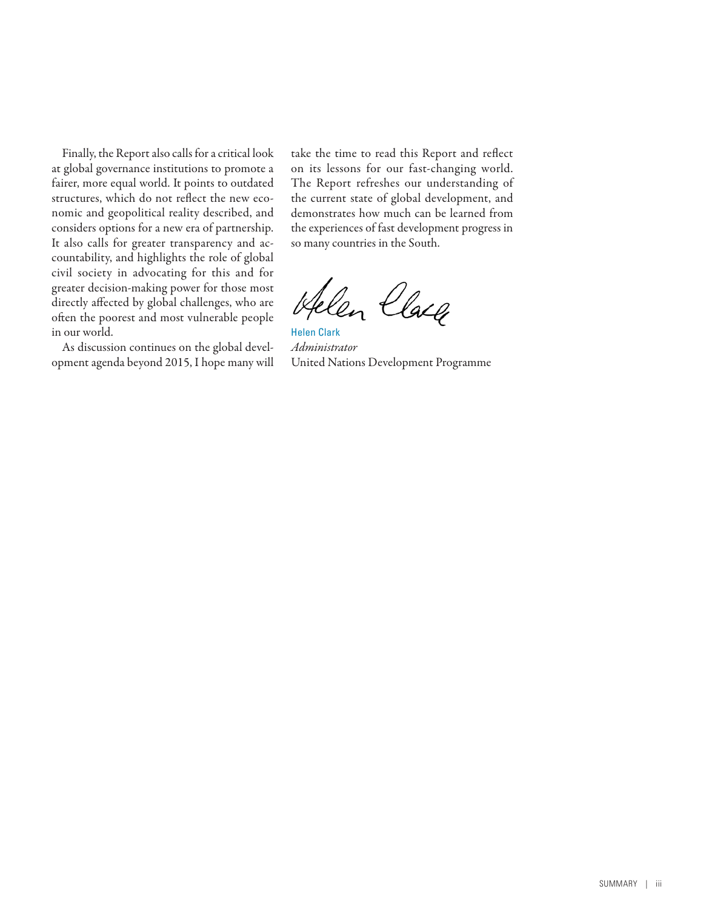Finally, the Report also calls for a critical look at global governance institutions to promote a fairer, more equal world. It points to outdated structures, which do not reflect the new economic and geopolitical reality described, and considers options for a new era of partnership. It also calls for greater transparency and accountability, and highlights the role of global civil society in advocating for this and for greater decision-making power for those most directly affected by global challenges, who are often the poorest and most vulnerable people in our world.

As discussion continues on the global development agenda beyond 2015, I hope many will take the time to read this Report and reflect on its lessons for our fast-changing world. The Report refreshes our understanding of the current state of global development, and demonstrates how much can be learned from the experiences of fast development progress in so many countries in the South.

Helen Clark
*Administrator*
United Nations Development Programme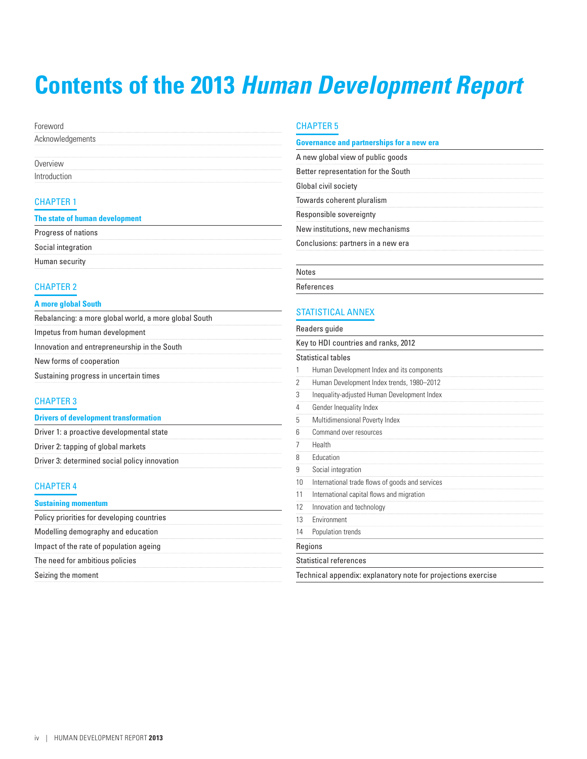# Contents of the 2013 *Human Development Report*

Foreword

Acknowledgements

Overview

Introduction

## CHAPTER 1

### The state of human development

Progress of nations

Social integration

Human security

## CHAPTER 2

### A more global South

Rebalancing: a more global world, a more global South

Impetus from human development

Innovation and entrepreneurship in the South

New forms of cooperation

Sustaining progress in uncertain times

## CHAPTER 3

### Drivers of development transformation

Driver 1: a proactive developmental state

Driver 2: tapping of global markets

Driver 3: determined social policy innovation

## CHAPTER 4

### Sustaining momentum

Policy priorities for developing countries

Modelling demography and education

Impact of the rate of population ageing

The need for ambitious policies

Seizing the moment

## CHAPTER 5

### Governance and partnerships for a new era

A new global view of public goods

Better representation for the South

Global civil society

Towards coherent pluralism

Responsible sovereignty

New institutions, new mechanisms

Conclusions: partners in a new era

Notes

References

## STATISTICAL ANNEX

Readers guide

Key to HDI countries and ranks, 2012

Statistical tables

1. Human Development Index and its components
2. Human Development Index trends, 1980–2012
3. Inequality-adjusted Human Development Index
4. Gender Inequality Index
5. Multidimensional Poverty Index
6. Command over resources
7. Health
8. Education
9. Social integration
10. International trade flows of goods and services
11. International capital flows and migration
12. Innovation and technology
13. Environment
14. Population trends

Regions

Statistical references

Technical appendix: explanatory note for projections exercise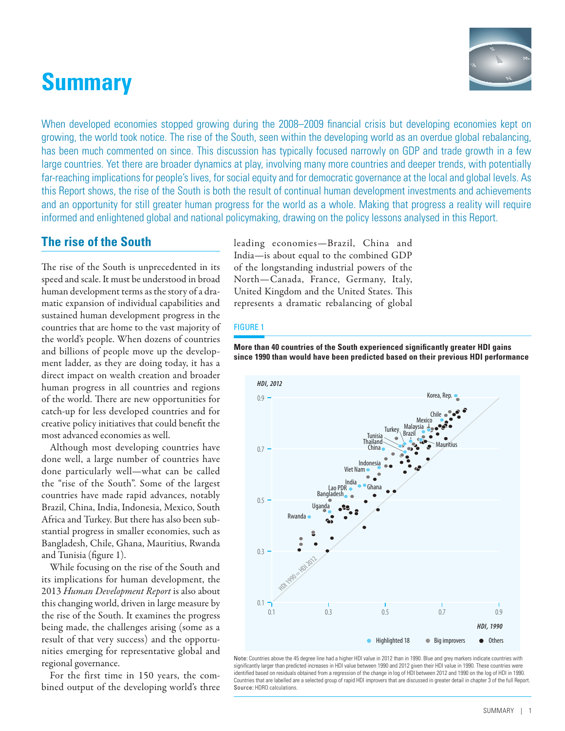# Summary

When developed economies stopped growing during the 2008–2009 financial crisis but developing economies kept on growing, the world took notice. The rise of the South, seen within the developing world as an overdue global rebalancing, has been much commented on since. This discussion has typically focused narrowly on GDP and trade growth in a few large countries. Yet there are broader dynamics at play, involving many more countries and deeper trends, with potentially far-reaching implications for people's lives, for social equity and for democratic governance at the local and global levels. As this Report shows, the rise of the South is both the result of continual human development investments and achievements and an opportunity for still greater human progress for the world as a whole. Making that progress a reality will require informed and enlightened global and national policymaking, drawing on the policy lessons analysed in this Report.

## The rise of the South

The rise of the South is unprecedented in its speed and scale. It must be understood in broad human development terms as the story of a dramatic expansion of individual capabilities and sustained human development progress in the countries that are home to the vast majority of the world's people. When dozens of countries and billions of people move up the development ladder, as they are doing today, it has a direct impact on wealth creation and broader human progress in all countries and regions of the world. There are new opportunities for catch-up for less developed countries and for creative policy initiatives that could benefit the most advanced economies as well.

Although most developing countries have done well, a large number of countries have done particularly well—what can be called the "rise of the South". Some of the largest countries have made rapid advances, notably Brazil, China, India, Indonesia, Mexico, South Africa and Turkey. But there has also been substantial progress in smaller economies, such as Bangladesh, Chile, Ghana, Mauritius, Rwanda and Tunisia (figure 1).

While focusing on the rise of the South and its implications for human development, the 2013 *Human Development Report* is also about this changing world, driven in large measure by the rise of the South. It examines the progress being made, the challenges arising (some as a result of that very success) and the opportunities emerging for representative global and regional governance.

For the first time in 150 years, the combined output of the developing world's three leading economies—Brazil, China and India—is about equal to the combined GDP of the longstanding industrial powers of the North—Canada, France, Germany, Italy, United Kingdom and the United States. This represents a dramatic rebalancing of global

FIGURE 1

**More than 40 countries of the South experienced significantly greater HDI gains since 1990 than would have been predicted based on their previous HDI performance**

HDI, 2012

0.9
0.7
0.5
0.3
0.1

Korea, Rep.
Chile
Mexico
Malaysia
Turkey
Brazil
Tunisia
Thailand
China
Mauritius
Indonesia
Viet Nam
India
Lao PDR
Ghana
Bangladesh
Uganda
Rwanda

HDI 1990 = HDI 2012

0.1 0.3 0.5 0.7 0.9

HDI, 1990

Highlighted 18 · Big improvers · Others

Note: Countries above the 45 degree line had a higher HDI value in 2012 than in 1990. Blue and grey markers indicate countries with significantly larger than predicted increases in HDI value between 1990 and 2012 given their HDI value in 1990. These countries were identified based on residuals obtained from a regression of the change in log of HDI between 2012 and 1990 on the log of HDI in 1990. Countries that are labelled are a selected group of rapid HDI improvers that are discussed in greater detail in chapter 3 of the full Report.
Source: HDRO calculations.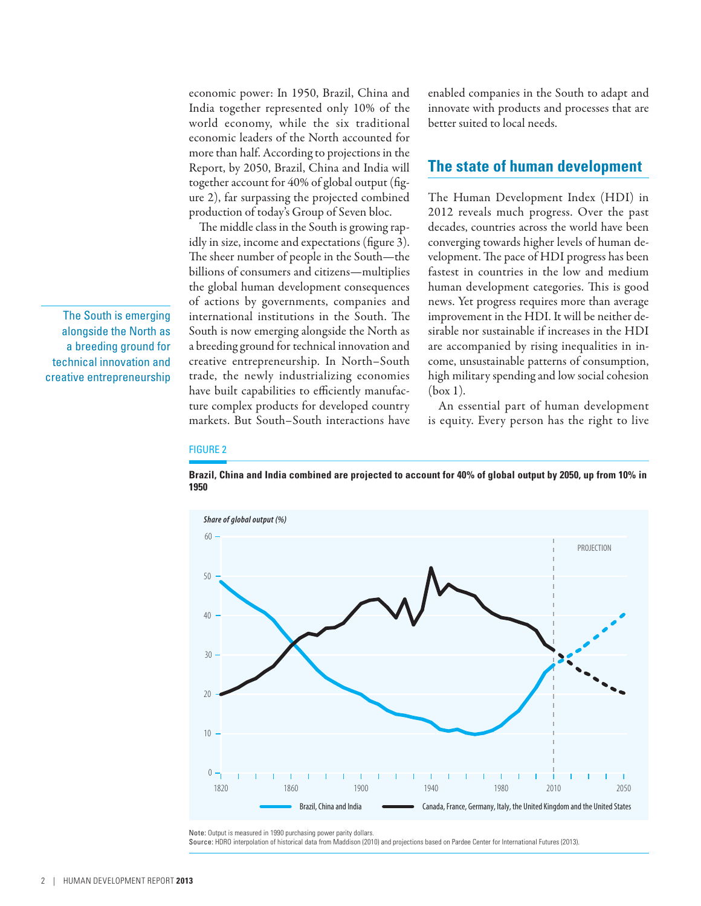economic power: In 1950, Brazil, China and India together represented only 10% of the world economy, while the six traditional economic leaders of the North accounted for more than half. According to projections in the Report, by 2050, Brazil, China and India will together account for 40% of global output (figure 2), far surpassing the projected combined production of today's Group of Seven bloc.

The middle class in the South is growing rapidly in size, income and expectations (figure 3). The sheer number of people in the South—the billions of consumers and citizens—multiplies the global human development consequences of actions by governments, companies and international institutions in the South. The South is now emerging alongside the North as a breeding ground for technical innovation and creative entrepreneurship. In North–South trade, the newly industrializing economies have built capabilities to efficiently manufacture complex products for developed country markets. But South–South interactions have enabled companies in the South to adapt and innovate with products and processes that are better suited to local needs.

The South is emerging alongside the North as a breeding ground for technical innovation and creative entrepreneurship

## The state of human development

The Human Development Index (HDI) in 2012 reveals much progress. Over the past decades, countries across the world have been converging towards higher levels of human development. The pace of HDI progress has been fastest in countries in the low and medium human development categories. This is good news. Yet progress requires more than average improvement in the HDI. It will be neither desirable nor sustainable if increases in the HDI are accompanied by rising inequalities in income, unsustainable patterns of consumption, high military spending and low social cohesion (box 1).

An essential part of human development is equity. Every person has the right to live

FIGURE 2

**Brazil, China and India combined are projected to account for 40% of global output by 2050, up from 10% in 1950**

*Share of global output (%)*

Brazil, China and India — Canada, France, Germany, Italy, the United Kingdom and the United States

PROJECTION

Note: Output is measured in 1990 purchasing power parity dollars.
Source: HDRO interpolation of historical data from Maddison (2010) and projections based on Pardee Center for International Futures (2013).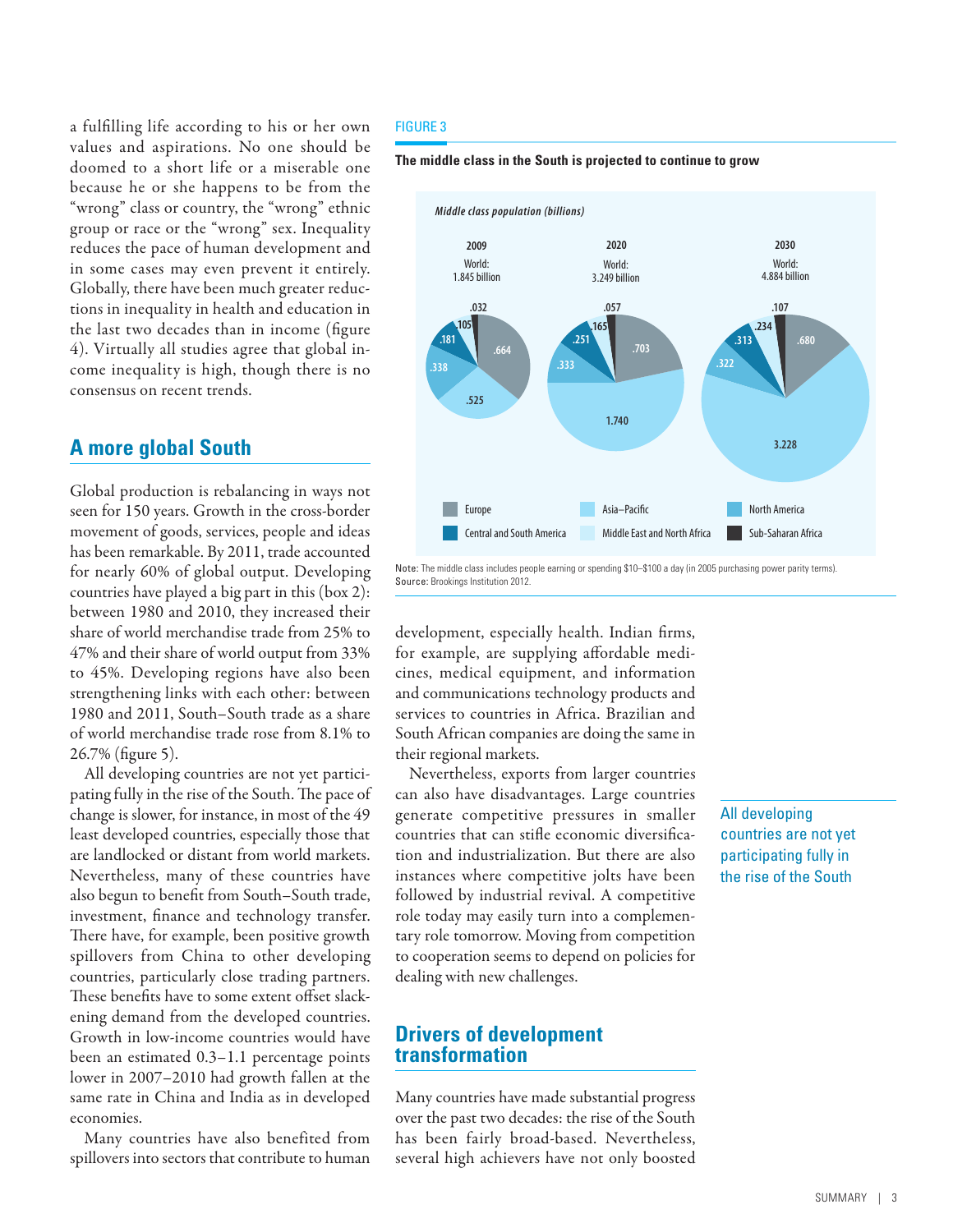a fulfilling life according to his or her own values and aspirations. No one should be doomed to a short life or a miserable one because he or she happens to be from the "wrong" class or country, the "wrong" ethnic group or race or the "wrong" sex. Inequality reduces the pace of human development and in some cases may even prevent it entirely. Globally, there have been much greater reductions in inequality in health and education in the last two decades than in income (figure 4). Virtually all studies agree that global income inequality is high, though there is no consensus on recent trends.

## A more global South

Global production is rebalancing in ways not seen for 150 years. Growth in the cross-border movement of goods, services, people and ideas has been remarkable. By 2011, trade accounted for nearly 60% of global output. Developing countries have played a big part in this (box 2): between 1980 and 2010, they increased their share of world merchandise trade from 25% to 47% and their share of world output from 33% to 45%. Developing regions have also been strengthening links with each other: between 1980 and 2011, South–South trade as a share of world merchandise trade rose from 8.1% to 26.7% (figure 5).

All developing countries are not yet participating fully in the rise of the South. The pace of change is slower, for instance, in most of the 49 least developed countries, especially those that are landlocked or distant from world markets. Nevertheless, many of these countries have also begun to benefit from South–South trade, investment, finance and technology transfer. There have, for example, been positive growth spillovers from China to other developing countries, particularly close trading partners. These benefits have to some extent offset slackening demand from the developed countries. Growth in low-income countries would have been an estimated 0.3–1.1 percentage points lower in 2007–2010 had growth fallen at the same rate in China and India as in developed economies.

Many countries have also benefited from spillovers into sectors that contribute to human development, especially health. Indian firms, for example, are supplying affordable medicines, medical equipment, and information and communications technology products and services to countries in Africa. Brazilian and South African companies are doing the same in their regional markets.

Nevertheless, exports from larger countries can also have disadvantages. Large countries generate competitive pressures in smaller countries that can stifle economic diversification and industrialization. But there are also instances where competitive jolts have been followed by industrial revival. A competitive role today may easily turn into a complementary role tomorrow. Moving from competition to cooperation seems to depend on policies for dealing with new challenges.

All developing countries are not yet participating fully in the rise of the South

FIGURE 3

**The middle class in the South is projected to continue to grow**

*Middle class population (billions)*

| Region | 2009 (World: 1.845 billion) | 2020 (World: 3.249 billion) | 2030 (World: 4.884 billion) |
|---|---|---|---|
| Europe | .664 | .703 | .680 |
| Asia–Pacific | .525 | 1.740 | 3.228 |
| North America | .338 | .333 | .322 |
| Central and South America | .181 | .251 | .313 |
| Middle East and North Africa | .105 | .165 | .234 |
| Sub-Saharan Africa | .032 | .057 | .107 |

Note: The middle class includes people earning or spending $10–$100 a day (in 2005 purchasing power parity terms).
Source: Brookings Institution 2012.

## Drivers of development transformation

Many countries have made substantial progress over the past two decades: the rise of the South has been fairly broad-based. Nevertheless, several high achievers have not only boosted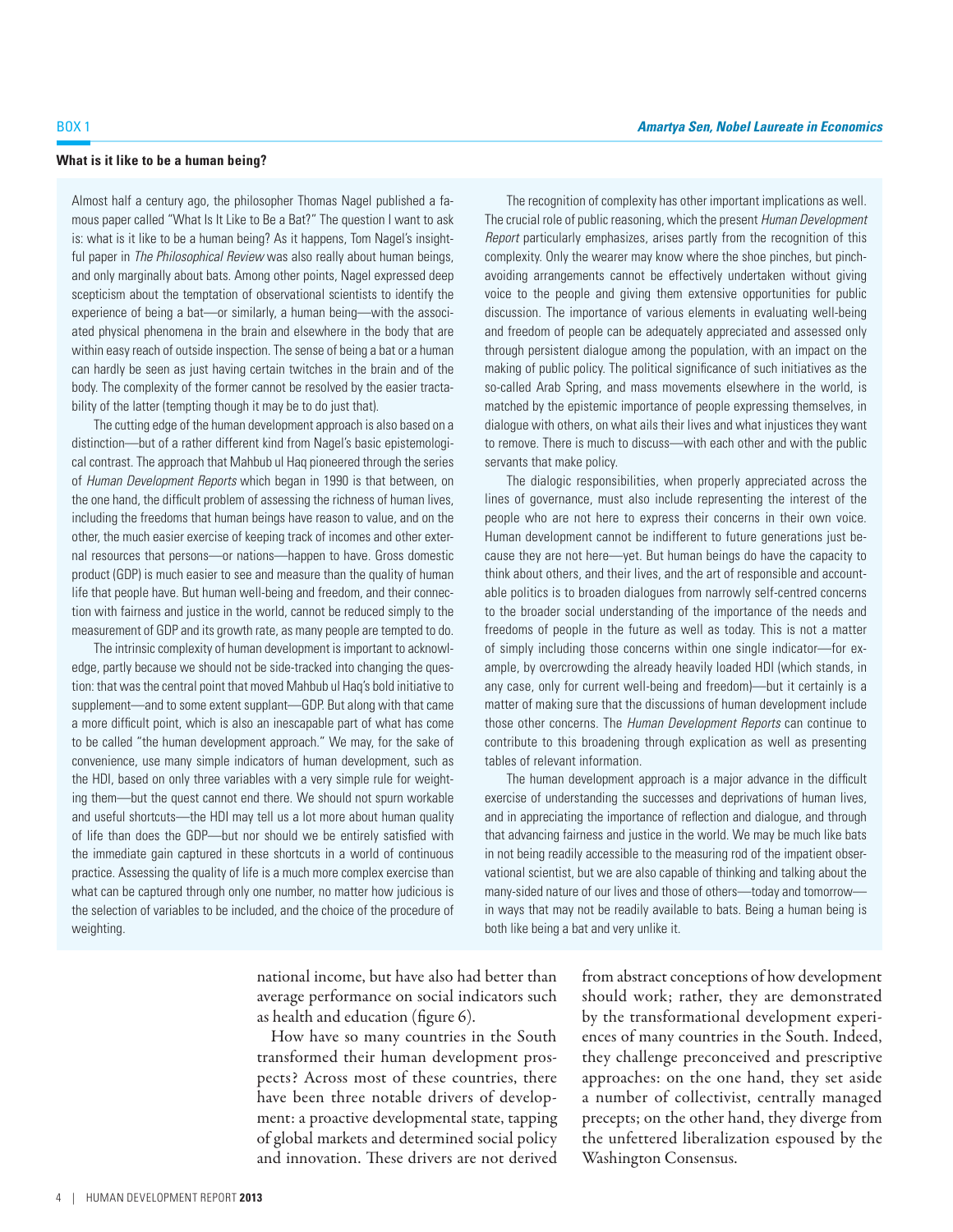BOX 1

***Amartya Sen, Nobel Laureate in Economics***

**What is it like to be a human being?**

Almost half a century ago, the philosopher Thomas Nagel published a famous paper called "What Is It Like to Be a Bat?" The question I want to ask is: what is it like to be a human being? As it happens, Tom Nagel's insightful paper in *The Philosophical Review* was also really about human beings, and only marginally about bats. Among other points, Nagel expressed deep scepticism about the temptation of observational scientists to identify the experience of being a bat—or similarly, a human being—with the associated physical phenomena in the brain and elsewhere in the body that are within easy reach of outside inspection. The sense of being a bat or a human can hardly be seen as just having certain twitches in the brain and of the body. The complexity of the former cannot be resolved by the easier tractability of the latter (tempting though it may be to do just that).

The cutting edge of the human development approach is also based on a distinction—but of a rather different kind from Nagel's basic epistemological contrast. The approach that Mahbub ul Haq pioneered through the series of *Human Development Reports* which began in 1990 is that between, on the one hand, the difficult problem of assessing the richness of human lives, including the freedoms that human beings have reason to value, and on the other, the much easier exercise of keeping track of incomes and other external resources that persons—or nations—happen to have. Gross domestic product (GDP) is much easier to see and measure than the quality of human life that people have. But human well-being and freedom, and their connection with fairness and justice in the world, cannot be reduced simply to the measurement of GDP and its growth rate, as many people are tempted to do.

The intrinsic complexity of human development is important to acknowledge, partly because we should not be side-tracked into changing the question: that was the central point that moved Mahbub ul Haq's bold initiative to supplement—and to some extent supplant—GDP. But along with that came a more difficult point, which is also an inescapable part of what has come to be called "the human development approach." We may, for the sake of convenience, use many simple indicators of human development, such as the HDI, based on only three variables with a very simple rule for weighting them—but the quest cannot end there. We should not spurn workable and useful shortcuts—the HDI may tell us a lot more about human quality of life than does the GDP—but nor should we be entirely satisfied with the immediate gain captured in these shortcuts in a world of continuous practice. Assessing the quality of life is a much more complex exercise than what can be captured through only one number, no matter how judicious is the selection of variables to be included, and the choice of the procedure of weighting.

The recognition of complexity has other important implications as well. The crucial role of public reasoning, which the present *Human Development Report* particularly emphasizes, arises partly from the recognition of this complexity. Only the wearer may know where the shoe pinches, but pinch-avoiding arrangements cannot be effectively undertaken without giving voice to the people and giving them extensive opportunities for public discussion. The importance of various elements in evaluating well-being and freedom of people can be adequately appreciated and assessed only through persistent dialogue among the population, with an impact on the making of public policy. The political significance of such initiatives as the so-called Arab Spring, and mass movements elsewhere in the world, is matched by the epistemic importance of people expressing themselves, in dialogue with others, on what ails their lives and what injustices they want to remove. There is much to discuss—with each other and with the public servants that make policy.

The dialogic responsibilities, when properly appreciated across the lines of governance, must also include representing the interest of the people who are not here to express their concerns in their own voice. Human development cannot be indifferent to future generations just because they are not here—yet. But human beings do have the capacity to think about others, and their lives, and the art of responsible and accountable politics is to broaden dialogues from narrowly self-centred concerns to the broader social understanding of the importance of the needs and freedoms of people in the future as well as today. This is not a matter of simply including those concerns within one single indicator—for example, by overcrowding the already heavily loaded HDI (which stands, in any case, only for current well-being and freedom)—but it certainly is a matter of making sure that the discussions of human development include those other concerns. The *Human Development Reports* can continue to contribute to this broadening through explication as well as presenting tables of relevant information.

The human development approach is a major advance in the difficult exercise of understanding the successes and deprivations of human lives, and in appreciating the importance of reflection and dialogue, and through that advancing fairness and justice in the world. We may be much like bats in not being readily accessible to the measuring rod of the impatient observational scientist, but we are also capable of thinking and talking about the many-sided nature of our lives and those of others—today and tomorrow—in ways that may not be readily available to bats. Being a human being is both like being a bat and very unlike it.

---

national income, but have also had better than average performance on social indicators such as health and education (figure 6).

How have so many countries in the South transformed their human development prospects? Across most of these countries, there have been three notable drivers of development: a proactive developmental state, tapping of global markets and determined social policy and innovation. These drivers are not derived from abstract conceptions of how development should work; rather, they are demonstrated by the transformational development experiences of many countries in the South. Indeed, they challenge preconceived and prescriptive approaches: on the one hand, they set aside a number of collectivist, centrally managed precepts; on the other hand, they diverge from the unfettered liberalization espoused by the Washington Consensus.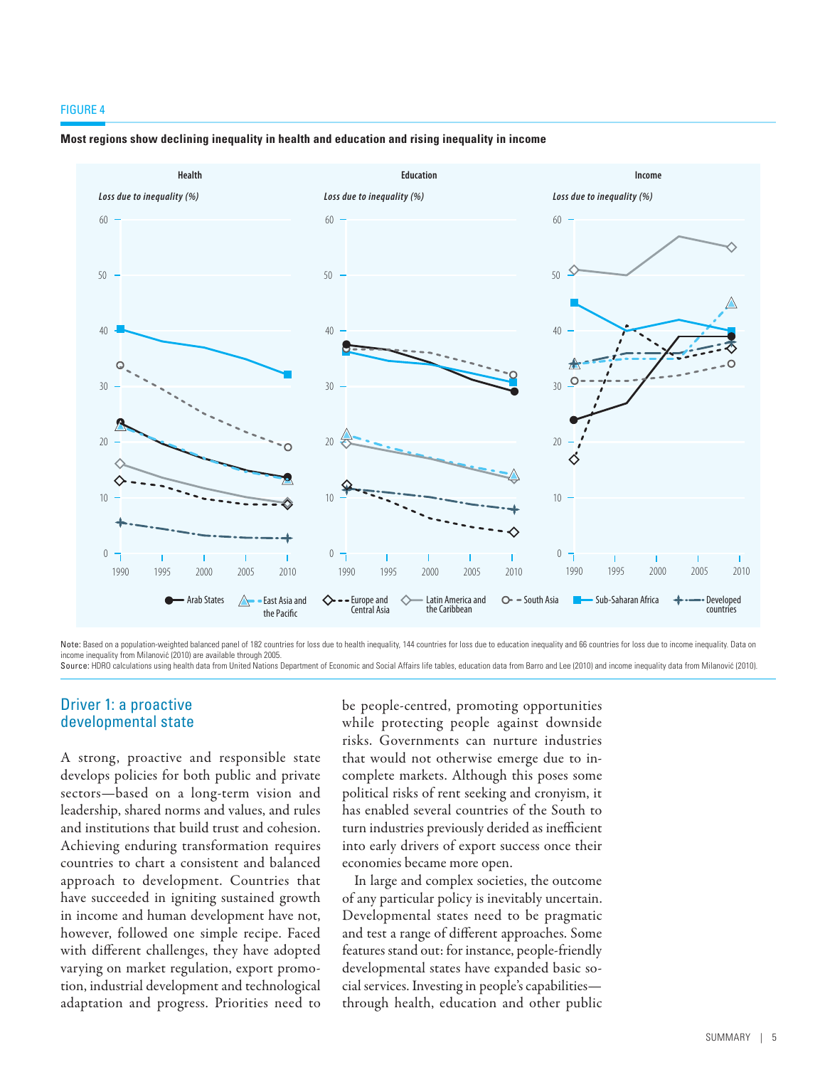FIGURE 4

**Most regions show declining inequality in health and education and rising inequality in income**

Note: Based on a population-weighted balanced panel of 182 countries for loss due to health inequality, 144 countries for loss due to education inequality and 66 countries for loss due to income inequality. Data on income inequality from Milanović (2010) are available through 2005.
Source: HDRO calculations using health data from United Nations Department of Economic and Social Affairs life tables, education data from Barro and Lee (2010) and income inequality data from Milanović (2010).

## Driver 1: a proactive developmental state

A strong, proactive and responsible state develops policies for both public and private sectors—based on a long-term vision and leadership, shared norms and values, and rules and institutions that build trust and cohesion. Achieving enduring transformation requires countries to chart a consistent and balanced approach to development. Countries that have succeeded in igniting sustained growth in income and human development have not, however, followed one simple recipe. Faced with different challenges, they have adopted varying on market regulation, export promotion, industrial development and technological adaptation and progress. Priorities need to be people-centred, promoting opportunities while protecting people against downside risks. Governments can nurture industries that would not otherwise emerge due to incomplete markets. Although this poses some political risks of rent seeking and cronyism, it has enabled several countries of the South to turn industries previously derided as inefficient into early drivers of export success once their economies became more open.

In large and complex societies, the outcome of any particular policy is inevitably uncertain. Developmental states need to be pragmatic and test a range of different approaches. Some features stand out: for instance, people-friendly developmental states have expanded basic social services. Investing in people's capabilities—through health, education and other public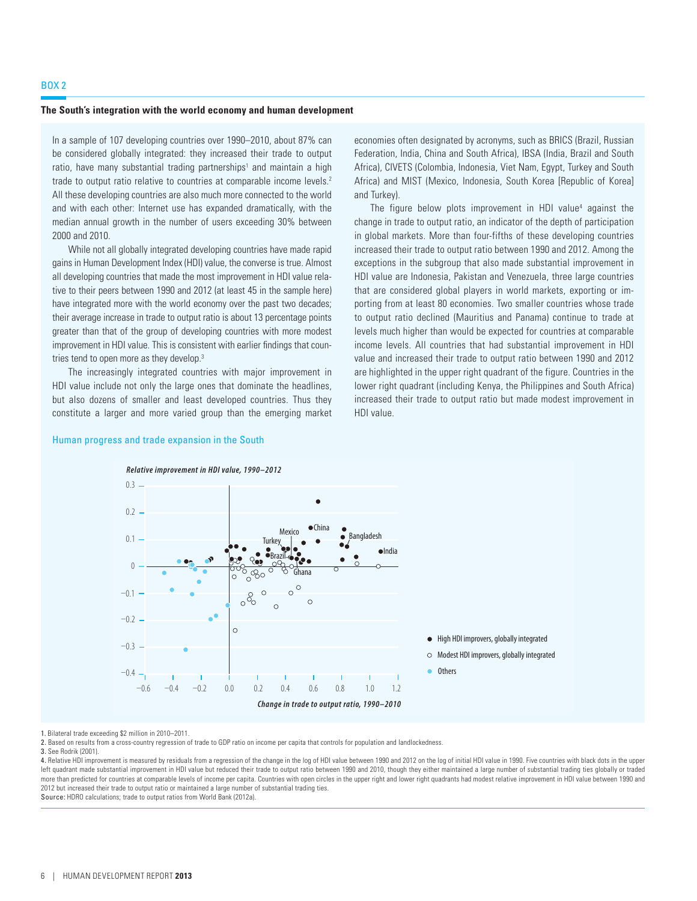BOX 2

## The South's integration with the world economy and human development

In a sample of 107 developing countries over 1990–2010, about 87% can be considered globally integrated: they increased their trade to output ratio, have many substantial trading partnerships[1] and maintain a high trade to output ratio relative to countries at comparable income levels.[2] All these developing countries are also much more connected to the world and with each other: Internet use has expanded dramatically, with the median annual growth in the number of users exceeding 30% between 2000 and 2010.

While not all globally integrated developing countries have made rapid gains in Human Development Index (HDI) value, the converse is true. Almost all developing countries that made the most improvement in HDI value relative to their peers between 1990 and 2012 (at least 45 in the sample here) have integrated more with the world economy over the past two decades; their average increase in trade to output ratio is about 13 percentage points greater than that of the group of developing countries with more modest improvement in HDI value. This is consistent with earlier findings that countries tend to open more as they develop.[3]

The increasingly integrated countries with major improvement in HDI value include not only the large ones that dominate the headlines, but also dozens of smaller and least developed countries. Thus they constitute a larger and more varied group than the emerging market economies often designated by acronyms, such as BRICS (Brazil, Russian Federation, India, China and South Africa), IBSA (India, Brazil and South Africa), CIVETS (Colombia, Indonesia, Viet Nam, Egypt, Turkey and South Africa) and MIST (Mexico, Indonesia, South Korea [Republic of Korea] and Turkey).

The figure below plots improvement in HDI value[4] against the change in trade to output ratio, an indicator of the depth of participation in global markets. More than four-fifths of these developing countries increased their trade to output ratio between 1990 and 2012. Among the exceptions in the subgroup that also made substantial improvement in HDI value are Indonesia, Pakistan and Venezuela, three large countries that are considered global players in world markets, exporting or importing from at least 80 economies. Two smaller countries whose trade to output ratio declined (Mauritius and Panama) continue to trade at levels much higher than would be expected for countries at comparable income levels. All countries that had substantial improvement in HDI value and increased their trade to output ratio between 1990 and 2012 are highlighted in the upper right quadrant of the figure. Countries in the lower right quadrant (including Kenya, the Philippines and South Africa) increased their trade to output ratio but made modest improvement in HDI value.

### Human progress and trade expansion in the South

*Relative improvement in HDI value, 1990–2012* (y-axis) vs. *Change in trade to output ratio, 1990–2010* (x-axis)

Labelled countries: China, Mexico, Turkey, Bangladesh, India, Brazil, Ghana

Legend: ● High HDI improvers, globally integrated; ○ Modest HDI improvers, globally integrated; ● Others

1. Bilateral trade exceeding $2 million in 2010–2011.
2. Based on results from a cross-country regression of trade to GDP ratio on income per capita that controls for population and landlockedness.
3. See Rodrik (2001).
4. Relative HDI improvement is measured by residuals from a regression of the change in the log of HDI value between 1990 and 2012 on the log of initial HDI value in 1990. Five countries with black dots in the upper left quadrant made substantial improvement in HDI value but reduced their trade to output ratio between 1990 and 2010, though they either maintained a large number of substantial trading ties globally or traded more than predicted for countries at comparable levels of income per capita. Countries with open circles in the upper right and lower right quadrants had modest relative improvement in HDI value between 1990 and 2012 but increased their trade to output ratio or maintained a large number of substantial trading ties.

Source: HDRO calculations; trade to output ratios from World Bank (2012a).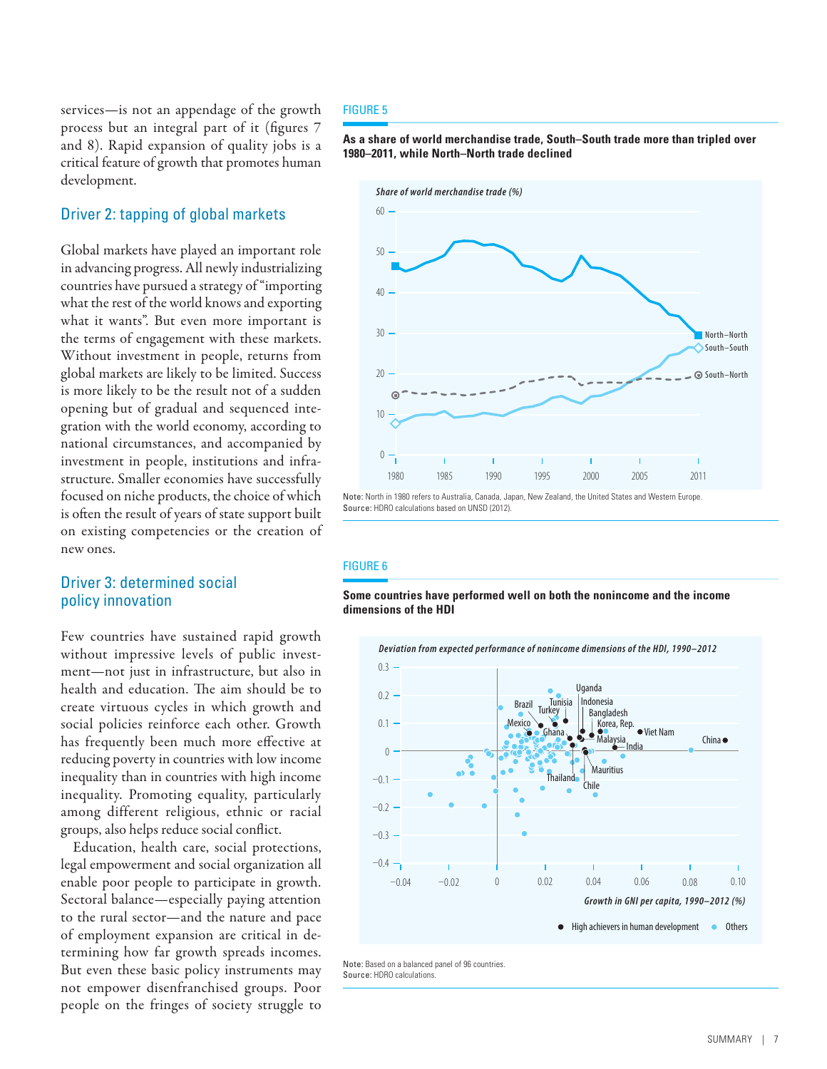services—is not an appendage of the growth process but an integral part of it (figures 7 and 8). Rapid expansion of quality jobs is a critical feature of growth that promotes human development.

## Driver 2: tapping of global markets

Global markets have played an important role in advancing progress. All newly industrializing countries have pursued a strategy of "importing what the rest of the world knows and exporting what it wants". But even more important is the terms of engagement with these markets. Without investment in people, returns from global markets are likely to be limited. Success is more likely to be the result not of a sudden opening but of gradual and sequenced integration with the world economy, according to national circumstances, and accompanied by investment in people, institutions and infrastructure. Smaller economies have successfully focused on niche products, the choice of which is often the result of years of state support built on existing competencies or the creation of new ones.

## Driver 3: determined social policy innovation

Few countries have sustained rapid growth without impressive levels of public investment—not just in infrastructure, but also in health and education. The aim should be to create virtuous cycles in which growth and social policies reinforce each other. Growth has frequently been much more effective at reducing poverty in countries with low income inequality than in countries with high income inequality. Promoting equality, particularly among different religious, ethnic or racial groups, also helps reduce social conflict.

Education, health care, social protections, legal empowerment and social organization all enable poor people to participate in growth. Sectoral balance—especially paying attention to the rural sector—and the nature and pace of employment expansion are critical in determining how far growth spreads incomes. But even these basic policy instruments may not empower disenfranchised groups. Poor people on the fringes of society struggle to

FIGURE 5

**As a share of world merchandise trade, South–South trade more than tripled over 1980–2011, while North–North trade declined**

*Share of world merchandise trade (%)*

Note: North in 1980 refers to Australia, Canada, Japan, New Zealand, the United States and Western Europe.
Source: HDRO calculations based on UNSD (2012).

FIGURE 6

**Some countries have performed well on both the nonincome and the income dimensions of the HDI**

*Deviation from expected performance of nonincome dimensions of the HDI, 1990–2012*

*Growth in GNI per capita, 1990–2012 (%)*

Note: Based on a balanced panel of 96 countries.
Source: HDRO calculations.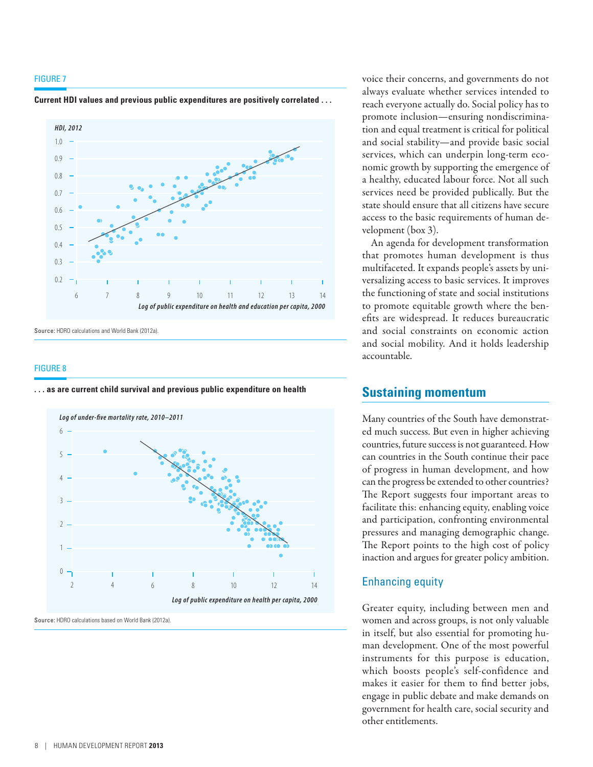FIGURE 7

**Current HDI values and previous public expenditures are positively correlated . . .**

Source: HDRO calculations and World Bank (2012a).

FIGURE 8

**. . . as are current child survival and previous public expenditure on health**

Source: HDRO calculations based on World Bank (2012a).

voice their concerns, and governments do not always evaluate whether services intended to reach everyone actually do. Social policy has to promote inclusion—ensuring nondiscrimination and equal treatment is critical for political and social stability—and provide basic social services, which can underpin long-term economic growth by supporting the emergence of a healthy, educated labour force. Not all such services need be provided publically. But the state should ensure that all citizens have secure access to the basic requirements of human development (box 3).

An agenda for development transformation that promotes human development is thus multifaceted. It expands people's assets by universalizing access to basic services. It improves the functioning of state and social institutions to promote equitable growth where the benefits are widespread. It reduces bureaucratic and social constraints on economic action and social mobility. And it holds leadership accountable.

## Sustaining momentum

Many countries of the South have demonstrated much success. But even in higher achieving countries, future success is not guaranteed. How can countries in the South continue their pace of progress in human development, and how can the progress be extended to other countries? The Report suggests four important areas to facilitate this: enhancing equity, enabling voice and participation, confronting environmental pressures and managing demographic change. The Report points to the high cost of policy inaction and argues for greater policy ambition.

### Enhancing equity

Greater equity, including between men and women and across groups, is not only valuable in itself, but also essential for promoting human development. One of the most powerful instruments for this purpose is education, which boosts people's self-confidence and makes it easier for them to find better jobs, engage in public debate and make demands on government for health care, social security and other entitlements.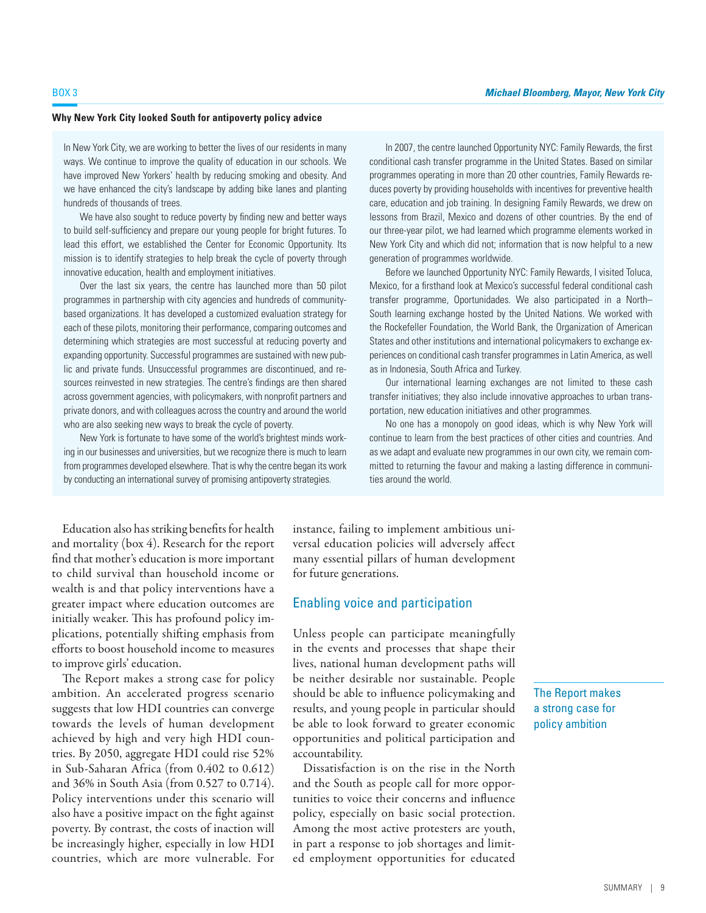BOX 3

*Michael Bloomberg, Mayor, New York City*

**Why New York City looked South for antipoverty policy advice**

In New York City, we are working to better the lives of our residents in many ways. We continue to improve the quality of education in our schools. We have improved New Yorkers' health by reducing smoking and obesity. And we have enhanced the city's landscape by adding bike lanes and planting hundreds of thousands of trees.

We have also sought to reduce poverty by finding new and better ways to build self-sufficiency and prepare our young people for bright futures. To lead this effort, we established the Center for Economic Opportunity. Its mission is to identify strategies to help break the cycle of poverty through innovative education, health and employment initiatives.

Over the last six years, the centre has launched more than 50 pilot programmes in partnership with city agencies and hundreds of community-based organizations. It has developed a customized evaluation strategy for each of these pilots, monitoring their performance, comparing outcomes and determining which strategies are most successful at reducing poverty and expanding opportunity. Successful programmes are sustained with new public and private funds. Unsuccessful programmes are discontinued, and resources reinvested in new strategies. The centre's findings are then shared across government agencies, with policymakers, with nonprofit partners and private donors, and with colleagues across the country and around the world who are also seeking new ways to break the cycle of poverty.

New York is fortunate to have some of the world's brightest minds working in our businesses and universities, but we recognize there is much to learn from programmes developed elsewhere. That is why the centre began its work by conducting an international survey of promising antipoverty strategies.

In 2007, the centre launched Opportunity NYC: Family Rewards, the first conditional cash transfer programme in the United States. Based on similar programmes operating in more than 20 other countries, Family Rewards reduces poverty by providing households with incentives for preventive health care, education and job training. In designing Family Rewards, we drew on lessons from Brazil, Mexico and dozens of other countries. By the end of our three-year pilot, we had learned which programme elements worked in New York City and which did not; information that is now helpful to a new generation of programmes worldwide.

Before we launched Opportunity NYC: Family Rewards, I visited Toluca, Mexico, for a firsthand look at Mexico's successful federal conditional cash transfer programme, Oportunidades. We also participated in a North–South learning exchange hosted by the United Nations. We worked with the Rockefeller Foundation, the World Bank, the Organization of American States and other institutions and international policymakers to exchange experiences on conditional cash transfer programmes in Latin America, as well as in Indonesia, South Africa and Turkey.

Our international learning exchanges are not limited to these cash transfer initiatives; they also include innovative approaches to urban transportation, new education initiatives and other programmes.

No one has a monopoly on good ideas, which is why New York will continue to learn from the best practices of other cities and countries. And as we adapt and evaluate new programmes in our own city, we remain committed to returning the favour and making a lasting difference in communities around the world.

---

Education also has striking benefits for health and mortality (box 4). Research for the report find that mother's education is more important to child survival than household income or wealth is and that policy interventions have a greater impact where education outcomes are initially weaker. This has profound policy implications, potentially shifting emphasis from efforts to boost household income to measures to improve girls' education.

The Report makes a strong case for policy ambition. An accelerated progress scenario suggests that low HDI countries can converge towards the levels of human development achieved by high and very high HDI countries. By 2050, aggregate HDI could rise 52% in Sub-Saharan Africa (from 0.402 to 0.612) and 36% in South Asia (from 0.527 to 0.714). Policy interventions under this scenario will also have a positive impact on the fight against poverty. By contrast, the costs of inaction will be increasingly higher, especially in low HDI countries, which are more vulnerable. For instance, failing to implement ambitious universal education policies will adversely affect many essential pillars of human development for future generations.

## Enabling voice and participation

Unless people can participate meaningfully in the events and processes that shape their lives, national human development paths will be neither desirable nor sustainable. People should be able to influence policymaking and results, and young people in particular should be able to look forward to greater economic opportunities and political participation and accountability.

> The Report makes a strong case for policy ambition

Dissatisfaction is on the rise in the North and the South as people call for more opportunities to voice their concerns and influence policy, especially on basic social protection. Among the most active protesters are youth, in part a response to job shortages and limited employment opportunities for educated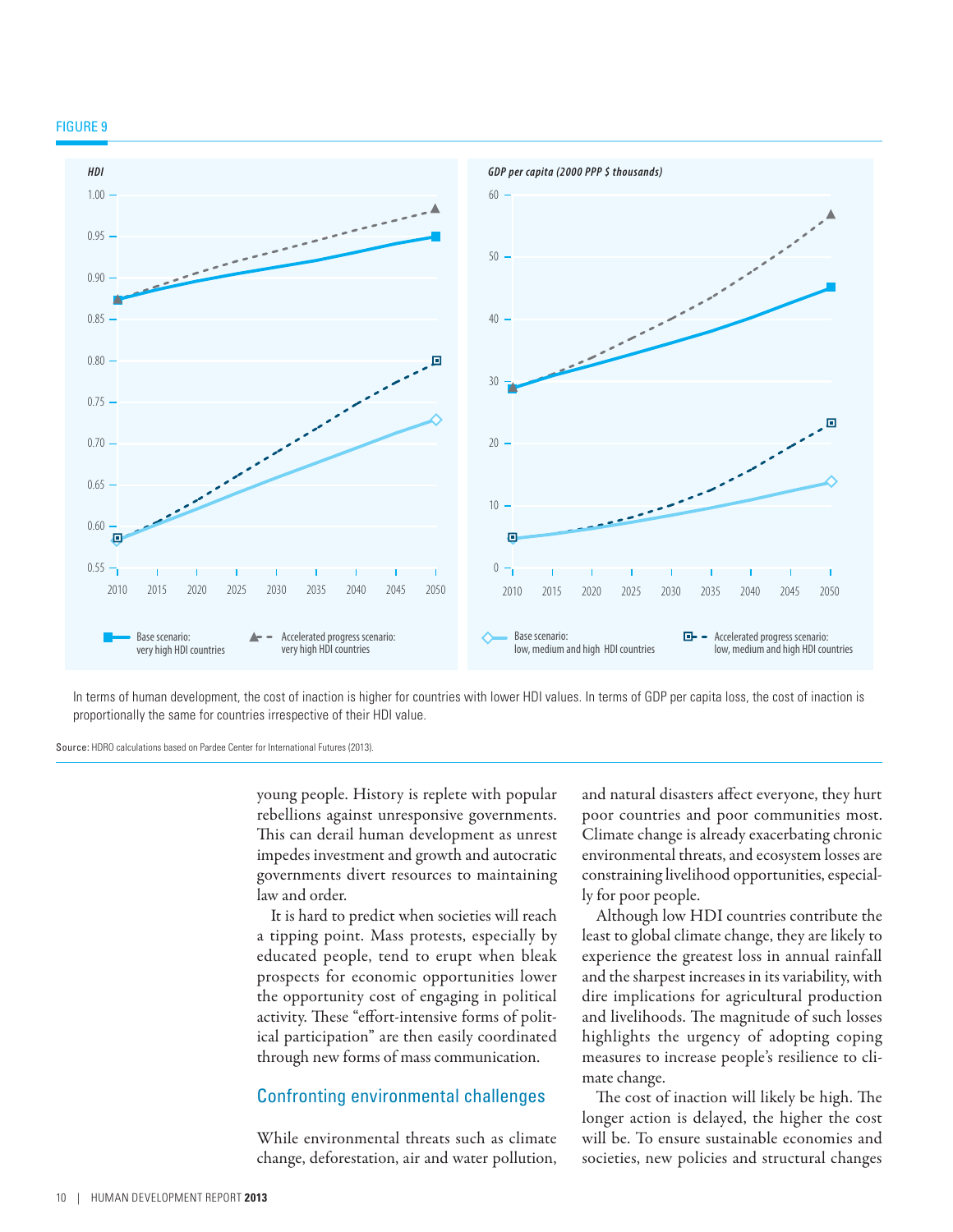FIGURE 9

In terms of human development, the cost of inaction is higher for countries with lower HDI values. In terms of GDP per capita loss, the cost of inaction is proportionally the same for countries irrespective of their HDI value.

Source: HDRO calculations based on Pardee Center for International Futures (2013).

young people. History is replete with popular rebellions against unresponsive governments. This can derail human development as unrest impedes investment and growth and autocratic governments divert resources to maintaining law and order.

It is hard to predict when societies will reach a tipping point. Mass protests, especially by educated people, tend to erupt when bleak prospects for economic opportunities lower the opportunity cost of engaging in political activity. These "effort-intensive forms of political participation" are then easily coordinated through new forms of mass communication.

## Confronting environmental challenges

While environmental threats such as climate change, deforestation, air and water pollution, and natural disasters affect everyone, they hurt poor countries and poor communities most. Climate change is already exacerbating chronic environmental threats, and ecosystem losses are constraining livelihood opportunities, especially for poor people.

Although low HDI countries contribute the least to global climate change, they are likely to experience the greatest loss in annual rainfall and the sharpest increases in its variability, with dire implications for agricultural production and livelihoods. The magnitude of such losses highlights the urgency of adopting coping measures to increase people's resilience to climate change.

The cost of inaction will likely be high. The longer action is delayed, the higher the cost will be. To ensure sustainable economies and societies, new policies and structural changes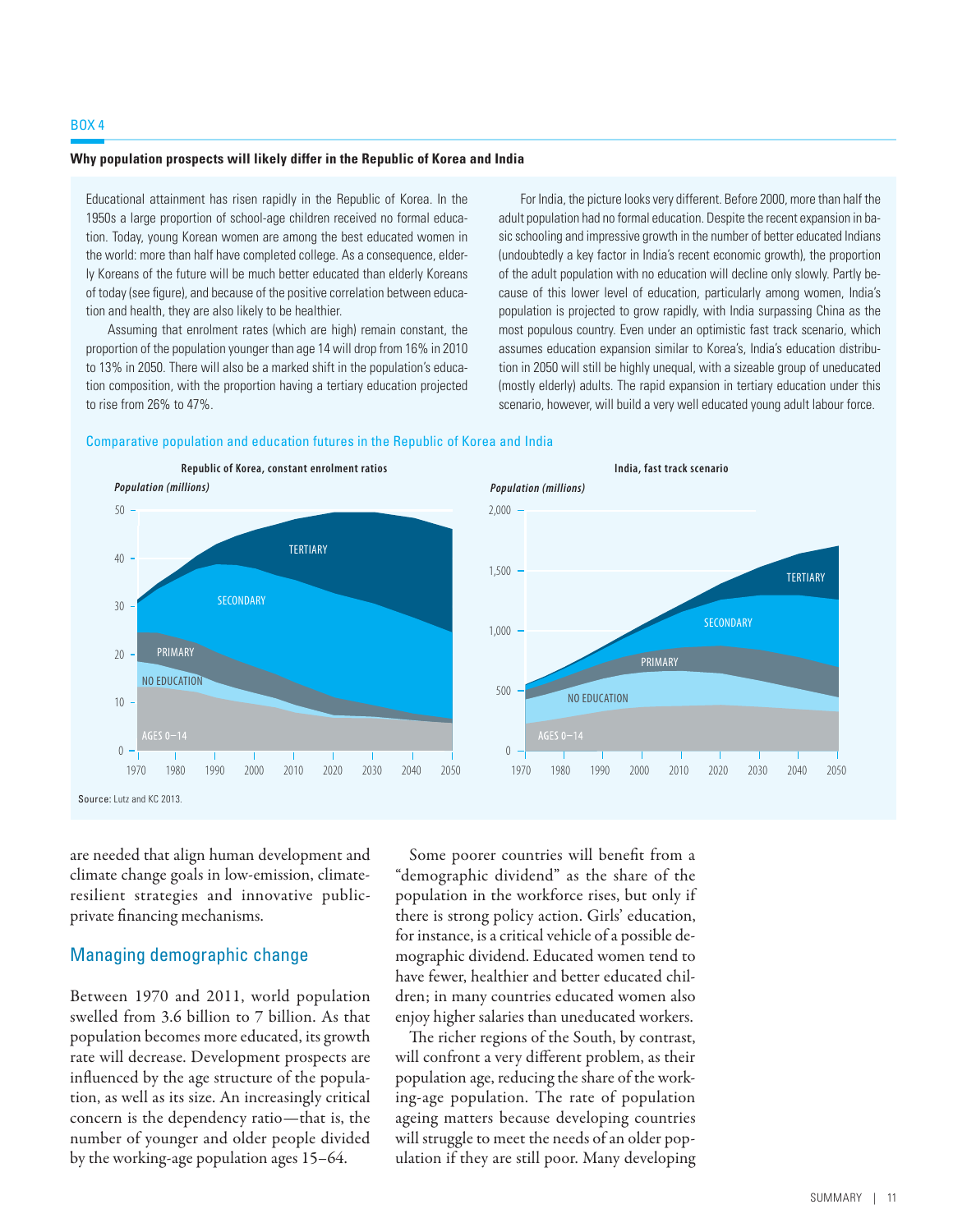BOX 4

**Why population prospects will likely differ in the Republic of Korea and India**

Educational attainment has risen rapidly in the Republic of Korea. In the 1950s a large proportion of school-age children received no formal education. Today, young Korean women are among the best educated women in the world: more than half have completed college. As a consequence, elderly Koreans of the future will be much better educated than elderly Koreans of today (see figure), and because of the positive correlation between education and health, they are also likely to be healthier.

Assuming that enrolment rates (which are high) remain constant, the proportion of the population younger than age 14 will drop from 16% in 2010 to 13% in 2050. There will also be a marked shift in the population's education composition, with the proportion having a tertiary education projected to rise from 26% to 47%.

For India, the picture looks very different. Before 2000, more than half the adult population had no formal education. Despite the recent expansion in basic schooling and impressive growth in the number of better educated Indians (undoubtedly a key factor in India's recent economic growth), the proportion of the adult population with no education will decline only slowly. Partly because of this lower level of education, particularly among women, India's population is projected to grow rapidly, with India surpassing China as the most populous country. Even under an optimistic fast track scenario, which assumes education expansion similar to Korea's, India's education distribution in 2050 will still be highly unequal, with a sizeable group of uneducated (mostly elderly) adults. The rapid expansion in tertiary education under this scenario, however, will build a very well educated young adult labour force.

Comparative population and education futures in the Republic of Korea and India

Source: Lutz and KC 2013.

are needed that align human development and climate change goals in low-emission, climate-resilient strategies and innovative public-private financing mechanisms.

## Managing demographic change

Between 1970 and 2011, world population swelled from 3.6 billion to 7 billion. As that population becomes more educated, its growth rate will decrease. Development prospects are influenced by the age structure of the population, as well as its size. An increasingly critical concern is the dependency ratio—that is, the number of younger and older people divided by the working-age population ages 15–64.

Some poorer countries will benefit from a "demographic dividend" as the share of the population in the workforce rises, but only if there is strong policy action. Girls' education, for instance, is a critical vehicle of a possible demographic dividend. Educated women tend to have fewer, healthier and better educated children; in many countries educated women also enjoy higher salaries than uneducated workers.

The richer regions of the South, by contrast, will confront a very different problem, as their population age, reducing the share of the working-age population. The rate of population ageing matters because developing countries will struggle to meet the needs of an older population if they are still poor. Many developing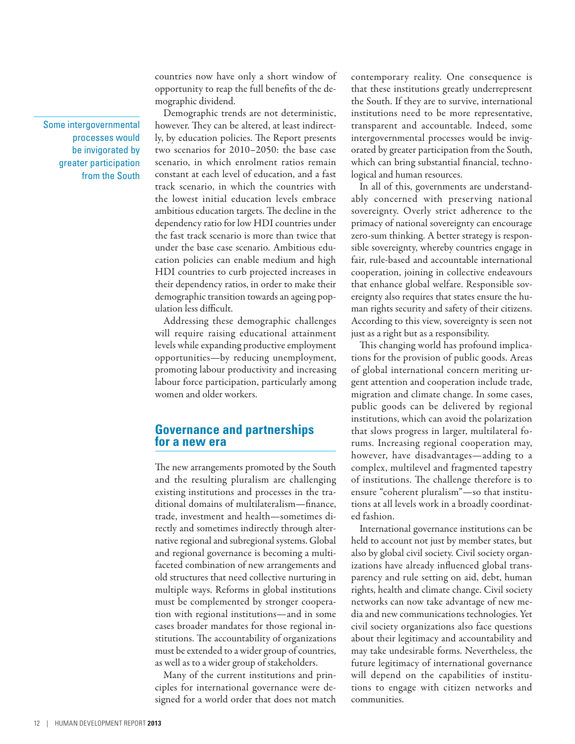countries now have only a short window of opportunity to reap the full benefits of the demographic dividend.

Demographic trends are not deterministic, however. They can be altered, at least indirectly, by education policies. The Report presents two scenarios for 2010–2050: the base case scenario, in which enrolment ratios remain constant at each level of education, and a fast track scenario, in which the countries with the lowest initial education levels embrace ambitious education targets. The decline in the dependency ratio for low HDI countries under the fast track scenario is more than twice that under the base case scenario. Ambitious education policies can enable medium and high HDI countries to curb projected increases in their dependency ratios, in order to make their demographic transition towards an ageing population less difficult.

Addressing these demographic challenges will require raising educational attainment levels while expanding productive employment opportunities—by reducing unemployment, promoting labour productivity and increasing labour force participation, particularly among women and older workers.

## Governance and partnerships for a new era

The new arrangements promoted by the South and the resulting pluralism are challenging existing institutions and processes in the traditional domains of multilateralism—finance, trade, investment and health—sometimes directly and sometimes indirectly through alternative regional and subregional systems. Global and regional governance is becoming a multifaceted combination of new arrangements and old structures that need collective nurturing in multiple ways. Reforms in global institutions must be complemented by stronger cooperation with regional institutions—and in some cases broader mandates for those regional institutions. The accountability of organizations must be extended to a wider group of countries, as well as to a wider group of stakeholders.

Many of the current institutions and principles for international governance were designed for a world order that does not match contemporary reality. One consequence is that these institutions greatly underrepresent the South. If they are to survive, international institutions need to be more representative, transparent and accountable. Indeed, some intergovernmental processes would be invigorated by greater participation from the South, which can bring substantial financial, technological and human resources.

Some intergovernmental processes would be invigorated by greater participation from the South

In all of this, governments are understandably concerned with preserving national sovereignty. Overly strict adherence to the primacy of national sovereignty can encourage zero-sum thinking. A better strategy is responsible sovereignty, whereby countries engage in fair, rule-based and accountable international cooperation, joining in collective endeavours that enhance global welfare. Responsible sovereignty also requires that states ensure the human rights security and safety of their citizens. According to this view, sovereignty is seen not just as a right but as a responsibility.

This changing world has profound implications for the provision of public goods. Areas of global international concern meriting urgent attention and cooperation include trade, migration and climate change. In some cases, public goods can be delivered by regional institutions, which can avoid the polarization that slows progress in larger, multilateral forums. Increasing regional cooperation may, however, have disadvantages—adding to a complex, multilevel and fragmented tapestry of institutions. The challenge therefore is to ensure "coherent pluralism"—so that institutions at all levels work in a broadly coordinated fashion.

International governance institutions can be held to account not just by member states, but also by global civil society. Civil society organizations have already influenced global transparency and rule setting on aid, debt, human rights, health and climate change. Civil society networks can now take advantage of new media and new communications technologies. Yet civil society organizations also face questions about their legitimacy and accountability and may take undesirable forms. Nevertheless, the future legitimacy of international governance will depend on the capabilities of institutions to engage with citizen networks and communities.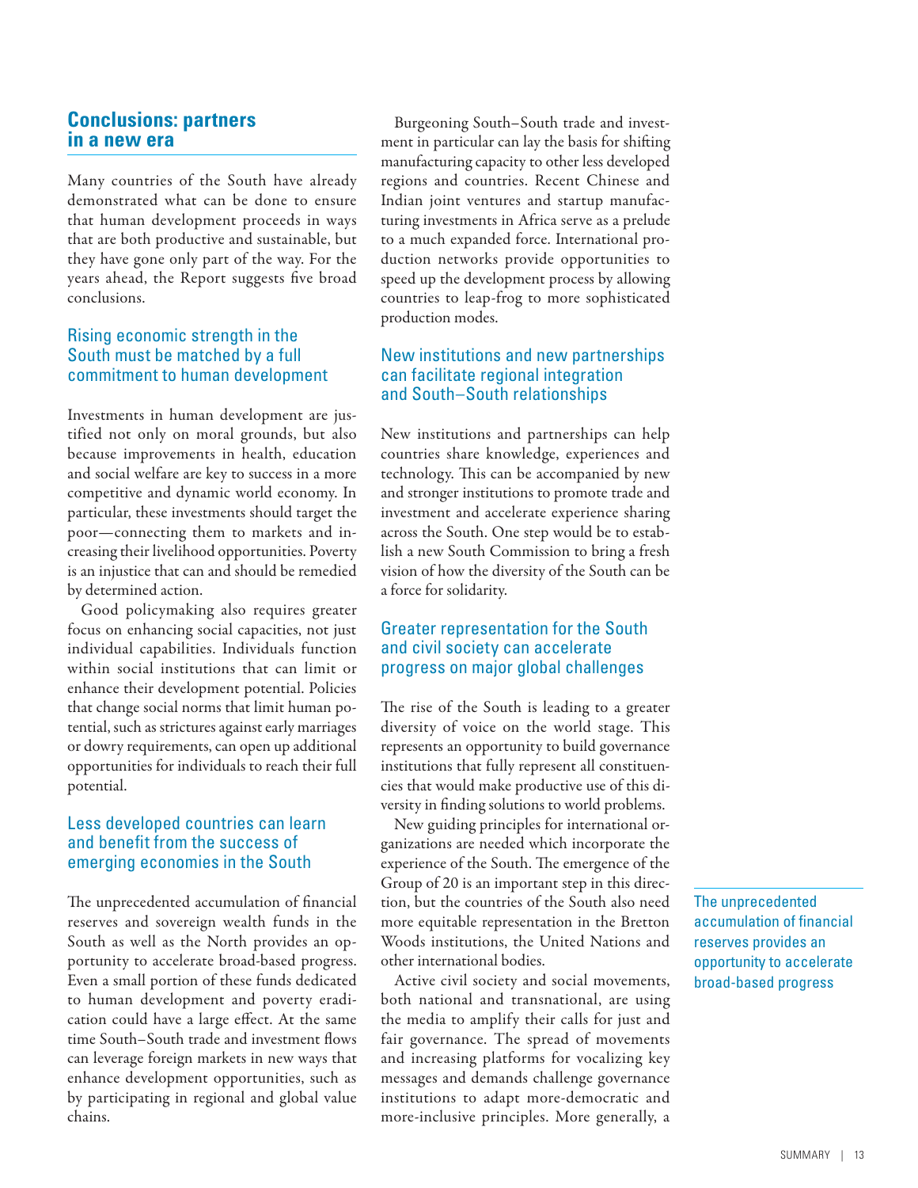## Conclusions: partners in a new era

Many countries of the South have already demonstrated what can be done to ensure that human development proceeds in ways that are both productive and sustainable, but they have gone only part of the way. For the years ahead, the Report suggests five broad conclusions.

### Rising economic strength in the South must be matched by a full commitment to human development

Investments in human development are justified not only on moral grounds, but also because improvements in health, education and social welfare are key to success in a more competitive and dynamic world economy. In particular, these investments should target the poor—connecting them to markets and increasing their livelihood opportunities. Poverty is an injustice that can and should be remedied by determined action.

Good policymaking also requires greater focus on enhancing social capacities, not just individual capabilities. Individuals function within social institutions that can limit or enhance their development potential. Policies that change social norms that limit human potential, such as strictures against early marriages or dowry requirements, can open up additional opportunities for individuals to reach their full potential.

### Less developed countries can learn and benefit from the success of emerging economies in the South

The unprecedented accumulation of financial reserves and sovereign wealth funds in the South as well as the North provides an opportunity to accelerate broad-based progress. Even a small portion of these funds dedicated to human development and poverty eradication could have a large effect. At the same time South–South trade and investment flows can leverage foreign markets in new ways that enhance development opportunities, such as by participating in regional and global value chains.

Burgeoning South–South trade and investment in particular can lay the basis for shifting manufacturing capacity to other less developed regions and countries. Recent Chinese and Indian joint ventures and startup manufacturing investments in Africa serve as a prelude to a much expanded force. International production networks provide opportunities to speed up the development process by allowing countries to leap-frog to more sophisticated production modes.

### New institutions and new partnerships can facilitate regional integration and South–South relationships

New institutions and partnerships can help countries share knowledge, experiences and technology. This can be accompanied by new and stronger institutions to promote trade and investment and accelerate experience sharing across the South. One step would be to establish a new South Commission to bring a fresh vision of how the diversity of the South can be a force for solidarity.

### Greater representation for the South and civil society can accelerate progress on major global challenges

The rise of the South is leading to a greater diversity of voice on the world stage. This represents an opportunity to build governance institutions that fully represent all constituencies that would make productive use of this diversity in finding solutions to world problems.

New guiding principles for international organizations are needed which incorporate the experience of the South. The emergence of the Group of 20 is an important step in this direction, but the countries of the South also need more equitable representation in the Bretton Woods institutions, the United Nations and other international bodies.

Active civil society and social movements, both national and transnational, are using the media to amplify their calls for just and fair governance. The spread of movements and increasing platforms for vocalizing key messages and demands challenge governance institutions to adapt more-democratic and more-inclusive principles. More generally, a

The unprecedented accumulation of financial reserves provides an opportunity to accelerate broad-based progress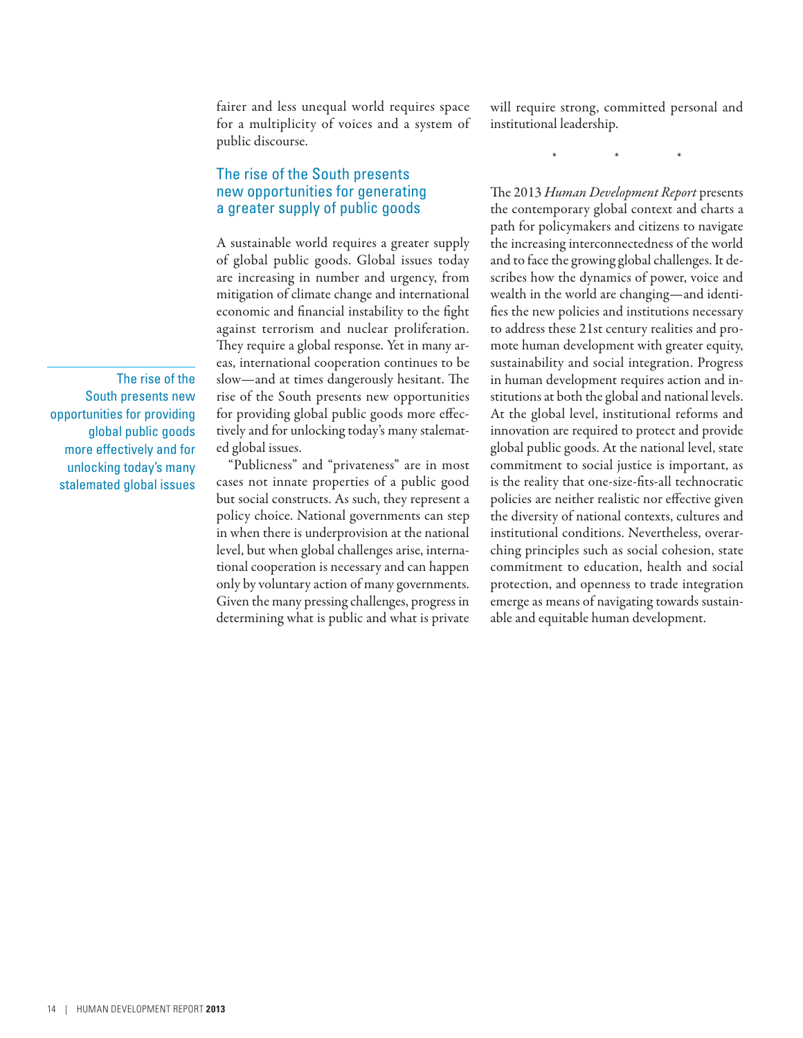fairer and less unequal world requires space for a multiplicity of voices and a system of public discourse.

## The rise of the South presents new opportunities for generating a greater supply of public goods

A sustainable world requires a greater supply of global public goods. Global issues today are increasing in number and urgency, from mitigation of climate change and international economic and financial instability to the fight against terrorism and nuclear proliferation. They require a global response. Yet in many areas, international cooperation continues to be slow—and at times dangerously hesitant. The rise of the South presents new opportunities for providing global public goods more effectively and for unlocking today's many stalemated global issues.

The rise of the South presents new opportunities for providing global public goods more effectively and for unlocking today's many stalemated global issues

"Publicness" and "privateness" are in most cases not innate properties of a public good but social constructs. As such, they represent a policy choice. National governments can step in when there is underprovision at the national level, but when global challenges arise, international cooperation is necessary and can happen only by voluntary action of many governments. Given the many pressing challenges, progress in determining what is public and what is private will require strong, committed personal and institutional leadership.

\* \* \*

The 2013 *Human Development Report* presents the contemporary global context and charts a path for policymakers and citizens to navigate the increasing interconnectedness of the world and to face the growing global challenges. It describes how the dynamics of power, voice and wealth in the world are changing—and identifies the new policies and institutions necessary to address these 21st century realities and promote human development with greater equity, sustainability and social integration. Progress in human development requires action and institutions at both the global and national levels. At the global level, institutional reforms and innovation are required to protect and provide global public goods. At the national level, state commitment to social justice is important, as is the reality that one-size-fits-all technocratic policies are neither realistic nor effective given the diversity of national contexts, cultures and institutional conditions. Nevertheless, overarching principles such as social cohesion, state commitment to education, health and social protection, and openness to trade integration emerge as means of navigating towards sustainable and equitable human development.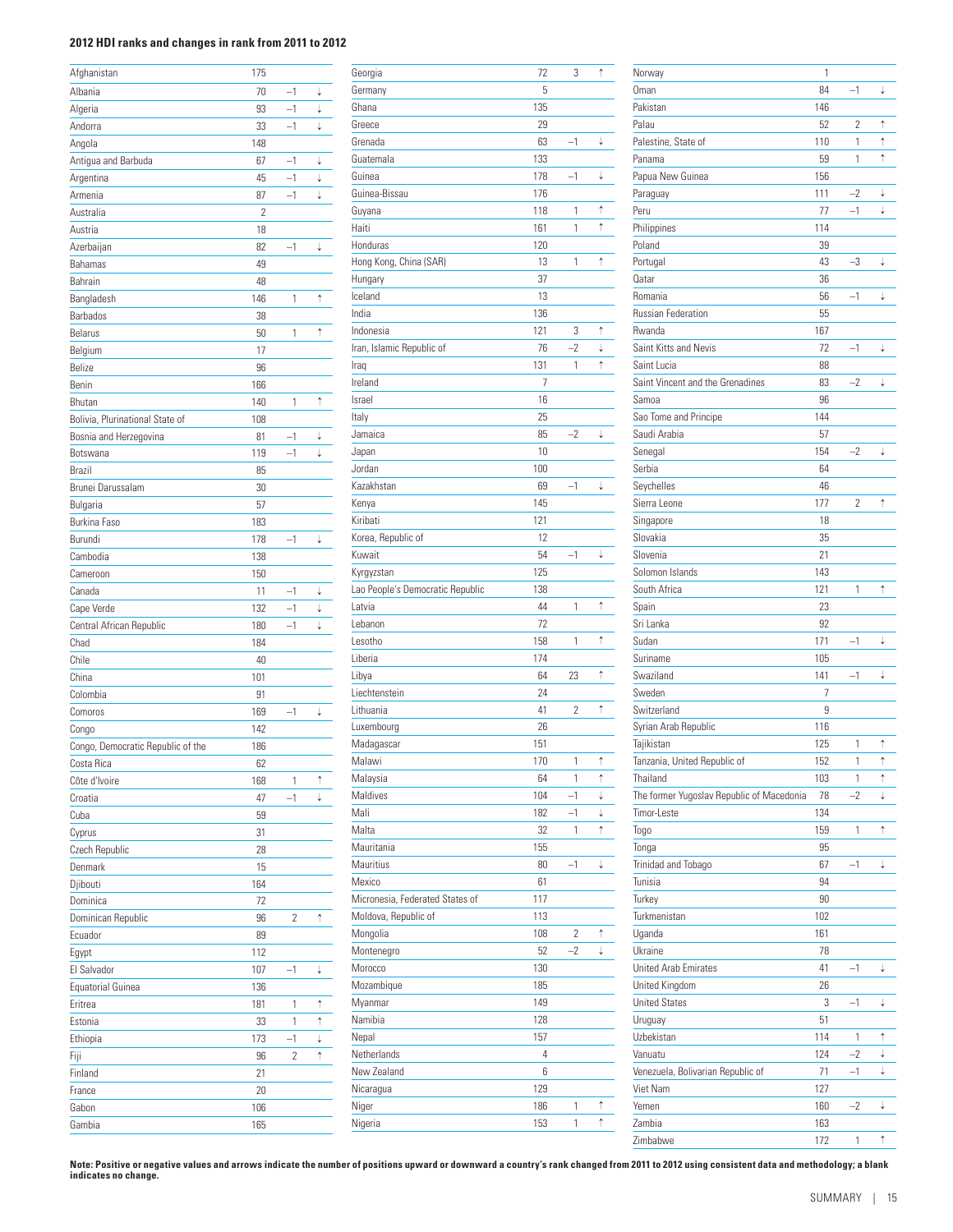**2012 HDI ranks and changes in rank from 2011 to 2012**

| Country | HDI rank | Change | |
|---|---|---|---|
| Afghanistan | 175 | | |
| Albania | 70 | –1 | ↓ |
| Algeria | 93 | –1 | ↓ |
| Andorra | 33 | –1 | ↓ |
| Angola | 148 | | |
| Antigua and Barbuda | 67 | –1 | ↓ |
| Argentina | 45 | –1 | ↓ |
| Armenia | 87 | –1 | ↓ |
| Australia | 2 | | |
| Austria | 18 | | |
| Azerbaijan | 82 | –1 | ↓ |
| Bahamas | 49 | | |
| Bahrain | 48 | | |
| Bangladesh | 146 | 1 | ↑ |
| Barbados | 38 | | |
| Belarus | 50 | 1 | ↑ |
| Belgium | 17 | | |
| Belize | 96 | | |
| Benin | 166 | | |
| Bhutan | 140 | 1 | ↑ |
| Bolivia, Plurinational State of | 108 | | |
| Bosnia and Herzegovina | 81 | –1 | ↓ |
| Botswana | 119 | –1 | ↓ |
| Brazil | 85 | | |
| Brunei Darussalam | 30 | | |
| Bulgaria | 57 | | |
| Burkina Faso | 183 | | |
| Burundi | 178 | –1 | ↓ |
| Cambodia | 138 | | |
| Cameroon | 150 | | |
| Canada | 11 | –1 | ↓ |
| Cape Verde | 132 | –1 | ↓ |
| Central African Republic | 180 | –1 | ↓ |
| Chad | 184 | | |
| Chile | 40 | | |
| China | 101 | | |
| Colombia | 91 | | |
| Comoros | 169 | –1 | ↓ |
| Congo | 142 | | |
| Congo, Democratic Republic of the | 186 | | |
| Costa Rica | 62 | | |
| Côte d'Ivoire | 168 | 1 | ↑ |
| Croatia | 47 | –1 | ↓ |
| Cuba | 59 | | |
| Cyprus | 31 | | |
| Czech Republic | 28 | | |
| Denmark | 15 | | |
| Djibouti | 164 | | |
| Dominica | 72 | | |
| Dominican Republic | 96 | 2 | ↑ |
| Ecuador | 89 | | |
| Egypt | 112 | | |
| El Salvador | 107 | –1 | ↓ |
| Equatorial Guinea | 136 | | |
| Eritrea | 181 | 1 | ↑ |
| Estonia | 33 | 1 | ↑ |
| Ethiopia | 173 | –1 | ↓ |
| Fiji | 96 | 2 | ↑ |
| Finland | 21 | | |
| France | 20 | | |
| Gabon | 106 | | |
| Gambia | 165 | | |
| Georgia | 72 | 3 | ↑ |
| Germany | 5 | | |
| Ghana | 135 | | |
| Greece | 29 | | |
| Grenada | 63 | –1 | ↓ |
| Guatemala | 133 | | |
| Guinea | 178 | –1 | ↓ |
| Guinea-Bissau | 176 | | |
| Guyana | 118 | 1 | ↑ |
| Haiti | 161 | 1 | ↑ |
| Honduras | 120 | | |
| Hong Kong, China (SAR) | 13 | 1 | ↑ |
| Hungary | 37 | | |
| Iceland | 13 | | |
| India | 136 | | |
| Indonesia | 121 | 3 | ↑ |
| Iran, Islamic Republic of | 76 | –2 | ↓ |
| Iraq | 131 | 1 | ↑ |
| Ireland | 7 | | |
| Israel | 16 | | |
| Italy | 25 | | |
| Jamaica | 85 | –2 | ↓ |
| Japan | 10 | | |
| Jordan | 100 | | |
| Kazakhstan | 69 | –1 | ↓ |
| Kenya | 145 | | |
| Kiribati | 121 | | |
| Korea, Republic of | 12 | | |
| Kuwait | 54 | –1 | ↓ |
| Kyrgyzstan | 125 | | |
| Lao People's Democratic Republic | 138 | | |
| Latvia | 44 | 1 | ↑ |
| Lebanon | 72 | | |
| Lesotho | 158 | 1 | ↑ |
| Liberia | 174 | | |
| Libya | 64 | 23 | ↑ |
| Liechtenstein | 24 | | |
| Lithuania | 41 | 2 | ↑ |
| Luxembourg | 26 | | |
| Madagascar | 151 | | |
| Malawi | 170 | 1 | ↑ |
| Malaysia | 64 | 1 | ↑ |
| Maldives | 104 | –1 | ↓ |
| Mali | 182 | –1 | ↓ |
| Malta | 32 | 1 | ↑ |
| Mauritania | 155 | | |
| Mauritius | 80 | –1 | ↓ |
| Mexico | 61 | | |
| Micronesia, Federated States of | 117 | | |
| Moldova, Republic of | 113 | | |
| Mongolia | 108 | 2 | ↑ |
| Montenegro | 52 | –2 | ↓ |
| Morocco | 130 | | |
| Mozambique | 185 | | |
| Myanmar | 149 | | |
| Namibia | 128 | | |
| Nepal | 157 | | |
| Netherlands | 4 | | |
| New Zealand | 6 | | |
| Nicaragua | 129 | | |
| Niger | 186 | 1 | ↑ |
| Nigeria | 153 | 1 | ↑ |
| Norway | 1 | | |
| Oman | 84 | –1 | ↓ |
| Pakistan | 146 | | |
| Palau | 52 | 2 | ↑ |
| Palestine, State of | 110 | 1 | ↑ |
| Panama | 59 | 1 | ↑ |
| Papua New Guinea | 156 | | |
| Paraguay | 111 | –2 | ↓ |
| Peru | 77 | –1 | ↓ |
| Philippines | 114 | | |
| Poland | 39 | | |
| Portugal | 43 | –3 | ↓ |
| Qatar | 36 | | |
| Romania | 56 | –1 | ↓ |
| Russian Federation | 55 | | |
| Rwanda | 167 | | |
| Saint Kitts and Nevis | 72 | –1 | ↓ |
| Saint Lucia | 88 | | |
| Saint Vincent and the Grenadines | 83 | –2 | ↓ |
| Samoa | 96 | | |
| Sao Tome and Principe | 144 | | |
| Saudi Arabia | 57 | | |
| Senegal | 154 | –2 | ↓ |
| Serbia | 64 | | |
| Seychelles | 46 | | |
| Sierra Leone | 177 | 2 | ↑ |
| Singapore | 18 | | |
| Slovakia | 35 | | |
| Slovenia | 21 | | |
| Solomon Islands | 143 | | |
| South Africa | 121 | 1 | ↑ |
| Spain | 23 | | |
| Sri Lanka | 92 | | |
| Sudan | 171 | –1 | ↓ |
| Suriname | 105 | | |
| Swaziland | 141 | –1 | ↓ |
| Sweden | 7 | | |
| Switzerland | 9 | | |
| Syrian Arab Republic | 116 | | |
| Tajikistan | 125 | 1 | ↑ |
| Tanzania, United Republic of | 152 | 1 | ↑ |
| Thailand | 103 | 1 | ↑ |
| The former Yugoslav Republic of Macedonia | 78 | –2 | ↓ |
| Timor-Leste | 134 | | |
| Togo | 159 | 1 | ↑ |
| Tonga | 95 | | |
| Trinidad and Tobago | 67 | –1 | ↓ |
| Tunisia | 94 | | |
| Turkey | 90 | | |
| Turkmenistan | 102 | | |
| Uganda | 161 | | |
| Ukraine | 78 | | |
| United Arab Emirates | 41 | –1 | ↓ |
| United Kingdom | 26 | | |
| United States | 3 | –1 | ↓ |
| Uruguay | 51 | | |
| Uzbekistan | 114 | 1 | ↑ |
| Vanuatu | 124 | –2 | ↓ |
| Venezuela, Bolivarian Republic of | 71 | –1 | ↓ |
| Viet Nam | 127 | | |
| Yemen | 160 | –2 | ↓ |
| Zambia | 163 | | |
| Zimbabwe | 172 | 1 | ↑ |

**Note: Positive or negative values and arrows indicate the number of positions upward or downward a country's rank changed from 2011 to 2012 using consistent data and methodology; a blank indicates no change.**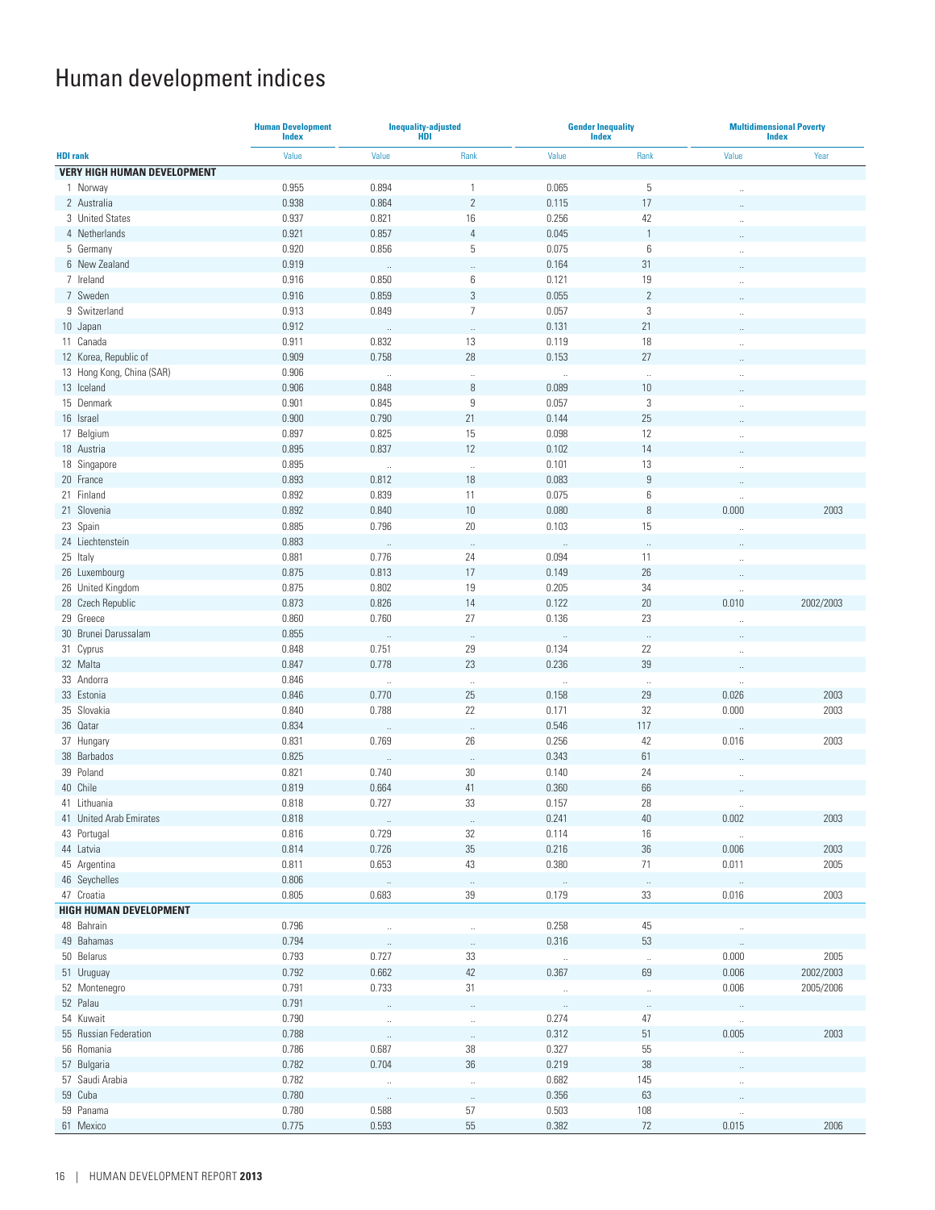# Human development indices

| HDI rank | Human Development Index | Inequality-adjusted HDI | | Gender Inequality Index | | Multidimensional Poverty Index | |
|---|---|---|---|---|---|---|---|
| | Value | Value | Rank | Value | Rank | Value | Year |
| **VERY HIGH HUMAN DEVELOPMENT** | | | | | | | |
| 1 Norway | 0.955 | 0.894 | 1 | 0.065 | 5 | .. | |
| 2 Australia | 0.938 | 0.864 | 2 | 0.115 | 17 | .. | |
| 3 United States | 0.937 | 0.821 | 16 | 0.256 | 42 | .. | |
| 4 Netherlands | 0.921 | 0.857 | 4 | 0.045 | 1 | .. | |
| 5 Germany | 0.920 | 0.856 | 5 | 0.075 | 6 | .. | |
| 6 New Zealand | 0.919 | .. | .. | 0.164 | 31 | .. | |
| 7 Ireland | 0.916 | 0.850 | 6 | 0.121 | 19 | .. | |
| 7 Sweden | 0.916 | 0.859 | 3 | 0.055 | 2 | .. | |
| 9 Switzerland | 0.913 | 0.849 | 7 | 0.057 | 3 | .. | |
| 10 Japan | 0.912 | .. | .. | 0.131 | 21 | .. | |
| 11 Canada | 0.911 | 0.832 | 13 | 0.119 | 18 | .. | |
| 12 Korea, Republic of | 0.909 | 0.758 | 28 | 0.153 | 27 | .. | |
| 13 Hong Kong, China (SAR) | 0.906 | .. | .. | .. | .. | .. | |
| 13 Iceland | 0.906 | 0.848 | 8 | 0.089 | 10 | .. | |
| 15 Denmark | 0.901 | 0.845 | 9 | 0.057 | 3 | .. | |
| 16 Israel | 0.900 | 0.790 | 21 | 0.144 | 25 | .. | |
| 17 Belgium | 0.897 | 0.825 | 15 | 0.098 | 12 | .. | |
| 18 Austria | 0.895 | 0.837 | 12 | 0.102 | 14 | .. | |
| 18 Singapore | 0.895 | .. | .. | 0.101 | 13 | .. | |
| 20 France | 0.893 | 0.812 | 18 | 0.083 | 9 | .. | |
| 21 Finland | 0.892 | 0.839 | 11 | 0.075 | 6 | .. | |
| 21 Slovenia | 0.892 | 0.840 | 10 | 0.080 | 8 | 0.000 | 2003 |
| 23 Spain | 0.885 | 0.796 | 20 | 0.103 | 15 | .. | |
| 24 Liechtenstein | 0.883 | .. | .. | .. | .. | .. | |
| 25 Italy | 0.881 | 0.776 | 24 | 0.094 | 11 | .. | |
| 26 Luxembourg | 0.875 | 0.813 | 17 | 0.149 | 26 | .. | |
| 26 United Kingdom | 0.875 | 0.802 | 19 | 0.205 | 34 | .. | |
| 28 Czech Republic | 0.873 | 0.826 | 14 | 0.122 | 20 | 0.010 | 2002/2003 |
| 29 Greece | 0.860 | 0.760 | 27 | 0.136 | 23 | .. | |
| 30 Brunei Darussalam | 0.855 | .. | .. | .. | .. | .. | |
| 31 Cyprus | 0.848 | 0.751 | 29 | 0.134 | 22 | .. | |
| 32 Malta | 0.847 | 0.778 | 23 | 0.236 | 39 | .. | |
| 33 Andorra | 0.846 | .. | .. | .. | .. | .. | |
| 33 Estonia | 0.846 | 0.770 | 25 | 0.158 | 29 | 0.026 | 2003 |
| 35 Slovakia | 0.840 | 0.788 | 22 | 0.171 | 32 | 0.000 | 2003 |
| 36 Qatar | 0.834 | .. | .. | 0.546 | 117 | .. | |
| 37 Hungary | 0.831 | 0.769 | 26 | 0.256 | 42 | 0.016 | 2003 |
| 38 Barbados | 0.825 | .. | .. | 0.343 | 61 | .. | |
| 39 Poland | 0.821 | 0.740 | 30 | 0.140 | 24 | .. | |
| 40 Chile | 0.819 | 0.664 | 41 | 0.360 | 66 | .. | |
| 41 Lithuania | 0.818 | 0.727 | 33 | 0.157 | 28 | .. | |
| 41 United Arab Emirates | 0.818 | .. | .. | 0.241 | 40 | 0.002 | 2003 |
| 43 Portugal | 0.816 | 0.729 | 32 | 0.114 | 16 | .. | |
| 44 Latvia | 0.814 | 0.726 | 35 | 0.216 | 36 | 0.006 | 2003 |
| 45 Argentina | 0.811 | 0.653 | 43 | 0.380 | 71 | 0.011 | 2005 |
| 46 Seychelles | 0.806 | .. | .. | .. | .. | .. | |
| 47 Croatia | 0.805 | 0.683 | 39 | 0.179 | 33 | 0.016 | 2003 |
| **HIGH HUMAN DEVELOPMENT** | | | | | | | |
| 48 Bahrain | 0.796 | .. | .. | 0.258 | 45 | .. | |
| 49 Bahamas | 0.794 | .. | .. | 0.316 | 53 | .. | |
| 50 Belarus | 0.793 | 0.727 | 33 | .. | .. | 0.000 | 2005 |
| 51 Uruguay | 0.792 | 0.662 | 42 | 0.367 | 69 | 0.006 | 2002/2003 |
| 52 Montenegro | 0.791 | 0.733 | 31 | .. | .. | 0.006 | 2005/2006 |
| 52 Palau | 0.791 | .. | .. | .. | .. | .. | |
| 54 Kuwait | 0.790 | .. | .. | 0.274 | 47 | .. | |
| 55 Russian Federation | 0.788 | .. | .. | 0.312 | 51 | 0.005 | 2003 |
| 56 Romania | 0.786 | 0.687 | 38 | 0.327 | 55 | .. | |
| 57 Bulgaria | 0.782 | 0.704 | 36 | 0.219 | 38 | .. | |
| 57 Saudi Arabia | 0.782 | .. | .. | 0.682 | 145 | .. | |
| 59 Cuba | 0.780 | .. | .. | 0.356 | 63 | .. | |
| 59 Panama | 0.780 | 0.588 | 57 | 0.503 | 108 | .. | |
| 61 Mexico | 0.775 | 0.593 | 55 | 0.382 | 72 | 0.015 | 2006 |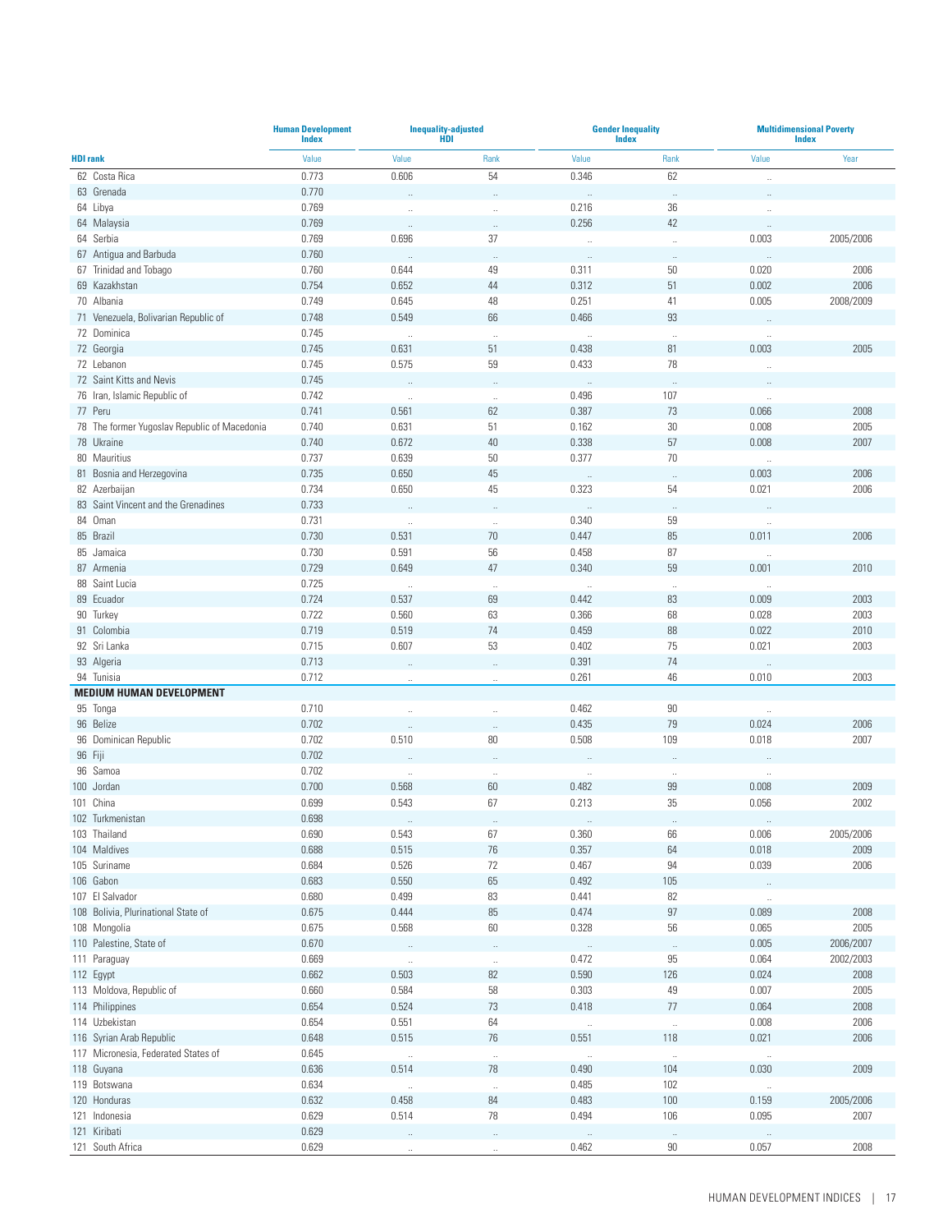| HDI rank | Human Development Index | Inequality-adjusted HDI | | Gender Inequality Index | | Multidimensional Poverty Index | |
|---|---|---|---|---|---|---|---|
| | Value | Value | Rank | Value | Rank | Value | Year |
| 62 Costa Rica | 0.773 | 0.606 | 54 | 0.346 | 62 | .. | |
| 63 Grenada | 0.770 | .. | .. | .. | .. | .. | |
| 64 Libya | 0.769 | .. | .. | 0.216 | 36 | .. | |
| 64 Malaysia | 0.769 | .. | .. | 0.256 | 42 | .. | |
| 64 Serbia | 0.769 | 0.696 | 37 | .. | .. | 0.003 | 2005/2006 |
| 67 Antigua and Barbuda | 0.760 | .. | .. | .. | .. | .. | |
| 67 Trinidad and Tobago | 0.760 | 0.644 | 49 | 0.311 | 50 | 0.020 | 2006 |
| 69 Kazakhstan | 0.754 | 0.652 | 44 | 0.312 | 51 | 0.002 | 2006 |
| 70 Albania | 0.749 | 0.645 | 48 | 0.251 | 41 | 0.005 | 2008/2009 |
| 71 Venezuela, Bolivarian Republic of | 0.748 | 0.549 | 66 | 0.466 | 93 | .. | |
| 72 Dominica | 0.745 | .. | .. | .. | .. | .. | |
| 72 Georgia | 0.745 | 0.631 | 51 | 0.438 | 81 | 0.003 | 2005 |
| 72 Lebanon | 0.745 | 0.575 | 59 | 0.433 | 78 | .. | |
| 72 Saint Kitts and Nevis | 0.745 | .. | .. | .. | .. | .. | |
| 76 Iran, Islamic Republic of | 0.742 | .. | .. | 0.496 | 107 | .. | |
| 77 Peru | 0.741 | 0.561 | 62 | 0.387 | 73 | 0.066 | 2008 |
| 78 The former Yugoslav Republic of Macedonia | 0.740 | 0.631 | 51 | 0.162 | 30 | 0.008 | 2005 |
| 78 Ukraine | 0.740 | 0.672 | 40 | 0.338 | 57 | 0.008 | 2007 |
| 80 Mauritius | 0.737 | 0.639 | 50 | 0.377 | 70 | .. | |
| 81 Bosnia and Herzegovina | 0.735 | 0.650 | 45 | .. | .. | 0.003 | 2006 |
| 82 Azerbaijan | 0.734 | 0.650 | 45 | 0.323 | 54 | 0.021 | 2006 |
| 83 Saint Vincent and the Grenadines | 0.733 | .. | .. | .. | .. | .. | |
| 84 Oman | 0.731 | .. | .. | 0.340 | 59 | .. | |
| 85 Brazil | 0.730 | 0.531 | 70 | 0.447 | 85 | 0.011 | 2006 |
| 85 Jamaica | 0.730 | 0.591 | 56 | 0.458 | 87 | .. | |
| 87 Armenia | 0.729 | 0.649 | 47 | 0.340 | 59 | 0.001 | 2010 |
| 88 Saint Lucia | 0.725 | .. | .. | .. | .. | .. | |
| 89 Ecuador | 0.724 | 0.537 | 69 | 0.442 | 83 | 0.009 | 2003 |
| 90 Turkey | 0.722 | 0.560 | 63 | 0.366 | 68 | 0.028 | 2003 |
| 91 Colombia | 0.719 | 0.519 | 74 | 0.459 | 88 | 0.022 | 2010 |
| 92 Sri Lanka | 0.715 | 0.607 | 53 | 0.402 | 75 | 0.021 | 2003 |
| 93 Algeria | 0.713 | .. | .. | 0.391 | 74 | .. | |
| 94 Tunisia | 0.712 | .. | .. | 0.261 | 46 | 0.010 | 2003 |
| **MEDIUM HUMAN DEVELOPMENT** | | | | | | | |
| 95 Tonga | 0.710 | .. | .. | 0.462 | 90 | .. | |
| 96 Belize | 0.702 | .. | .. | 0.435 | 79 | 0.024 | 2006 |
| 96 Dominican Republic | 0.702 | 0.510 | 80 | 0.508 | 109 | 0.018 | 2007 |
| 96 Fiji | 0.702 | .. | .. | .. | .. | .. | |
| 96 Samoa | 0.702 | .. | .. | .. | .. | .. | |
| 100 Jordan | 0.700 | 0.568 | 60 | 0.482 | 99 | 0.008 | 2009 |
| 101 China | 0.699 | 0.543 | 67 | 0.213 | 35 | 0.056 | 2002 |
| 102 Turkmenistan | 0.698 | .. | .. | .. | .. | .. | |
| 103 Thailand | 0.690 | 0.543 | 67 | 0.360 | 66 | 0.006 | 2005/2006 |
| 104 Maldives | 0.688 | 0.515 | 76 | 0.357 | 64 | 0.018 | 2009 |
| 105 Suriname | 0.684 | 0.526 | 72 | 0.467 | 94 | 0.039 | 2006 |
| 106 Gabon | 0.683 | 0.550 | 65 | 0.492 | 105 | .. | |
| 107 El Salvador | 0.680 | 0.499 | 83 | 0.441 | 82 | .. | |
| 108 Bolivia, Plurinational State of | 0.675 | 0.444 | 85 | 0.474 | 97 | 0.089 | 2008 |
| 108 Mongolia | 0.675 | 0.568 | 60 | 0.328 | 56 | 0.065 | 2005 |
| 110 Palestine, State of | 0.670 | .. | .. | .. | .. | 0.005 | 2006/2007 |
| 111 Paraguay | 0.669 | .. | .. | 0.472 | 95 | 0.064 | 2002/2003 |
| 112 Egypt | 0.662 | 0.503 | 82 | 0.590 | 126 | 0.024 | 2008 |
| 113 Moldova, Republic of | 0.660 | 0.584 | 58 | 0.303 | 49 | 0.007 | 2005 |
| 114 Philippines | 0.654 | 0.524 | 73 | 0.418 | 77 | 0.064 | 2008 |
| 114 Uzbekistan | 0.654 | 0.551 | 64 | .. | .. | 0.008 | 2006 |
| 116 Syrian Arab Republic | 0.648 | 0.515 | 76 | 0.551 | 118 | 0.021 | 2006 |
| 117 Micronesia, Federated States of | 0.645 | .. | .. | .. | .. | .. | |
| 118 Guyana | 0.636 | 0.514 | 78 | 0.490 | 104 | 0.030 | 2009 |
| 119 Botswana | 0.634 | .. | .. | 0.485 | 102 | .. | |
| 120 Honduras | 0.632 | 0.458 | 84 | 0.483 | 100 | 0.159 | 2005/2006 |
| 121 Indonesia | 0.629 | 0.514 | 78 | 0.494 | 106 | 0.095 | 2007 |
| 121 Kiribati | 0.629 | .. | .. | .. | .. | .. | |
| 121 South Africa | 0.629 | .. | .. | 0.462 | 90 | 0.057 | 2008 |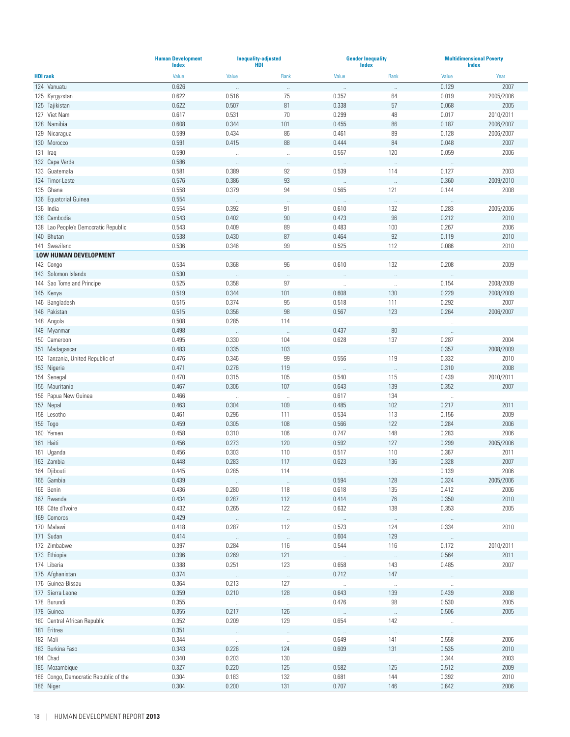| HDI rank | Human Development Index | Inequality-adjusted HDI | | Gender Inequality Index | | Multidimensional Poverty Index | |
|---|---|---|---|---|---|---|---|
| | Value | Value | Rank | Value | Rank | Value | Year |
| 124 Vanuatu | 0.626 | .. | .. | .. | .. | 0.129 | 2007 |
| 125 Kyrgyzstan | 0.622 | 0.516 | 75 | 0.357 | 64 | 0.019 | 2005/2006 |
| 125 Tajikistan | 0.622 | 0.507 | 81 | 0.338 | 57 | 0.068 | 2005 |
| 127 Viet Nam | 0.617 | 0.531 | 70 | 0.299 | 48 | 0.017 | 2010/2011 |
| 128 Namibia | 0.608 | 0.344 | 101 | 0.455 | 86 | 0.187 | 2006/2007 |
| 129 Nicaragua | 0.599 | 0.434 | 86 | 0.461 | 89 | 0.128 | 2006/2007 |
| 130 Morocco | 0.591 | 0.415 | 88 | 0.444 | 84 | 0.048 | 2007 |
| 131 Iraq | 0.590 | .. | .. | 0.557 | 120 | 0.059 | 2006 |
| 132 Cape Verde | 0.586 | .. | .. | .. | .. | .. | |
| 133 Guatemala | 0.581 | 0.389 | 92 | 0.539 | 114 | 0.127 | 2003 |
| 134 Timor-Leste | 0.576 | 0.386 | 93 | .. | .. | 0.360 | 2009/2010 |
| 135 Ghana | 0.558 | 0.379 | 94 | 0.565 | 121 | 0.144 | 2008 |
| 136 Equatorial Guinea | 0.554 | .. | .. | .. | .. | .. | |
| 136 India | 0.554 | 0.392 | 91 | 0.610 | 132 | 0.283 | 2005/2006 |
| 138 Cambodia | 0.543 | 0.402 | 90 | 0.473 | 96 | 0.212 | 2010 |
| 138 Lao People's Democratic Republic | 0.543 | 0.409 | 89 | 0.483 | 100 | 0.267 | 2006 |
| 140 Bhutan | 0.538 | 0.430 | 87 | 0.464 | 92 | 0.119 | 2010 |
| 141 Swaziland | 0.536 | 0.346 | 99 | 0.525 | 112 | 0.086 | 2010 |
| **LOW HUMAN DEVELOPMENT** | | | | | | | |
| 142 Congo | 0.534 | 0.368 | 96 | 0.610 | 132 | 0.208 | 2009 |
| 143 Solomon Islands | 0.530 | .. | .. | .. | .. | .. | |
| 144 Sao Tome and Principe | 0.525 | 0.358 | 97 | .. | .. | 0.154 | 2008/2009 |
| 145 Kenya | 0.519 | 0.344 | 101 | 0.608 | 130 | 0.229 | 2008/2009 |
| 146 Bangladesh | 0.515 | 0.374 | 95 | 0.518 | 111 | 0.292 | 2007 |
| 146 Pakistan | 0.515 | 0.356 | 98 | 0.567 | 123 | 0.264 | 2006/2007 |
| 148 Angola | 0.508 | 0.285 | 114 | .. | .. | .. | |
| 149 Myanmar | 0.498 | .. | .. | 0.437 | 80 | .. | |
| 150 Cameroon | 0.495 | 0.330 | 104 | 0.628 | 137 | 0.287 | 2004 |
| 151 Madagascar | 0.483 | 0.335 | 103 | .. | .. | 0.357 | 2008/2009 |
| 152 Tanzania, United Republic of | 0.476 | 0.346 | 99 | 0.556 | 119 | 0.332 | 2010 |
| 153 Nigeria | 0.471 | 0.276 | 119 | .. | .. | 0.310 | 2008 |
| 154 Senegal | 0.470 | 0.315 | 105 | 0.540 | 115 | 0.439 | 2010/2011 |
| 155 Mauritania | 0.467 | 0.306 | 107 | 0.643 | 139 | 0.352 | 2007 |
| 156 Papua New Guinea | 0.466 | .. | .. | 0.617 | 134 | .. | |
| 157 Nepal | 0.463 | 0.304 | 109 | 0.485 | 102 | 0.217 | 2011 |
| 158 Lesotho | 0.461 | 0.296 | 111 | 0.534 | 113 | 0.156 | 2009 |
| 159 Togo | 0.459 | 0.305 | 108 | 0.566 | 122 | 0.284 | 2006 |
| 160 Yemen | 0.458 | 0.310 | 106 | 0.747 | 148 | 0.283 | 2006 |
| 161 Haiti | 0.456 | 0.273 | 120 | 0.592 | 127 | 0.299 | 2005/2006 |
| 161 Uganda | 0.456 | 0.303 | 110 | 0.517 | 110 | 0.367 | 2011 |
| 163 Zambia | 0.448 | 0.283 | 117 | 0.623 | 136 | 0.328 | 2007 |
| 164 Djibouti | 0.445 | 0.285 | 114 | .. | .. | 0.139 | 2006 |
| 165 Gambia | 0.439 | .. | .. | 0.594 | 128 | 0.324 | 2005/2006 |
| 166 Benin | 0.436 | 0.280 | 118 | 0.618 | 135 | 0.412 | 2006 |
| 167 Rwanda | 0.434 | 0.287 | 112 | 0.414 | 76 | 0.350 | 2010 |
| 168 Côte d'Ivoire | 0.432 | 0.265 | 122 | 0.632 | 138 | 0.353 | 2005 |
| 169 Comoros | 0.429 | .. | .. | .. | .. | .. | |
| 170 Malawi | 0.418 | 0.287 | 112 | 0.573 | 124 | 0.334 | 2010 |
| 171 Sudan | 0.414 | .. | .. | 0.604 | 129 | .. | |
| 172 Zimbabwe | 0.397 | 0.284 | 116 | 0.544 | 116 | 0.172 | 2010/2011 |
| 173 Ethiopia | 0.396 | 0.269 | 121 | .. | .. | 0.564 | 2011 |
| 174 Liberia | 0.388 | 0.251 | 123 | 0.658 | 143 | 0.485 | 2007 |
| 175 Afghanistan | 0.374 | .. | .. | 0.712 | 147 | .. | |
| 176 Guinea-Bissau | 0.364 | 0.213 | 127 | .. | .. | .. | |
| 177 Sierra Leone | 0.359 | 0.210 | 128 | 0.643 | 139 | 0.439 | 2008 |
| 178 Burundi | 0.355 | .. | .. | 0.476 | 98 | 0.530 | 2005 |
| 178 Guinea | 0.355 | 0.217 | 126 | .. | .. | 0.506 | 2005 |
| 180 Central African Republic | 0.352 | 0.209 | 129 | 0.654 | 142 | .. | |
| 181 Eritrea | 0.351 | .. | .. | .. | .. | .. | |
| 182 Mali | 0.344 | .. | .. | 0.649 | 141 | 0.558 | 2006 |
| 183 Burkina Faso | 0.343 | 0.226 | 124 | 0.609 | 131 | 0.535 | 2010 |
| 184 Chad | 0.340 | 0.203 | 130 | .. | .. | 0.344 | 2003 |
| 185 Mozambique | 0.327 | 0.220 | 125 | 0.582 | 125 | 0.512 | 2009 |
| 186 Congo, Democratic Republic of the | 0.304 | 0.183 | 132 | 0.681 | 144 | 0.392 | 2010 |
| 186 Niger | 0.304 | 0.200 | 131 | 0.707 | 146 | 0.642 | 2006 |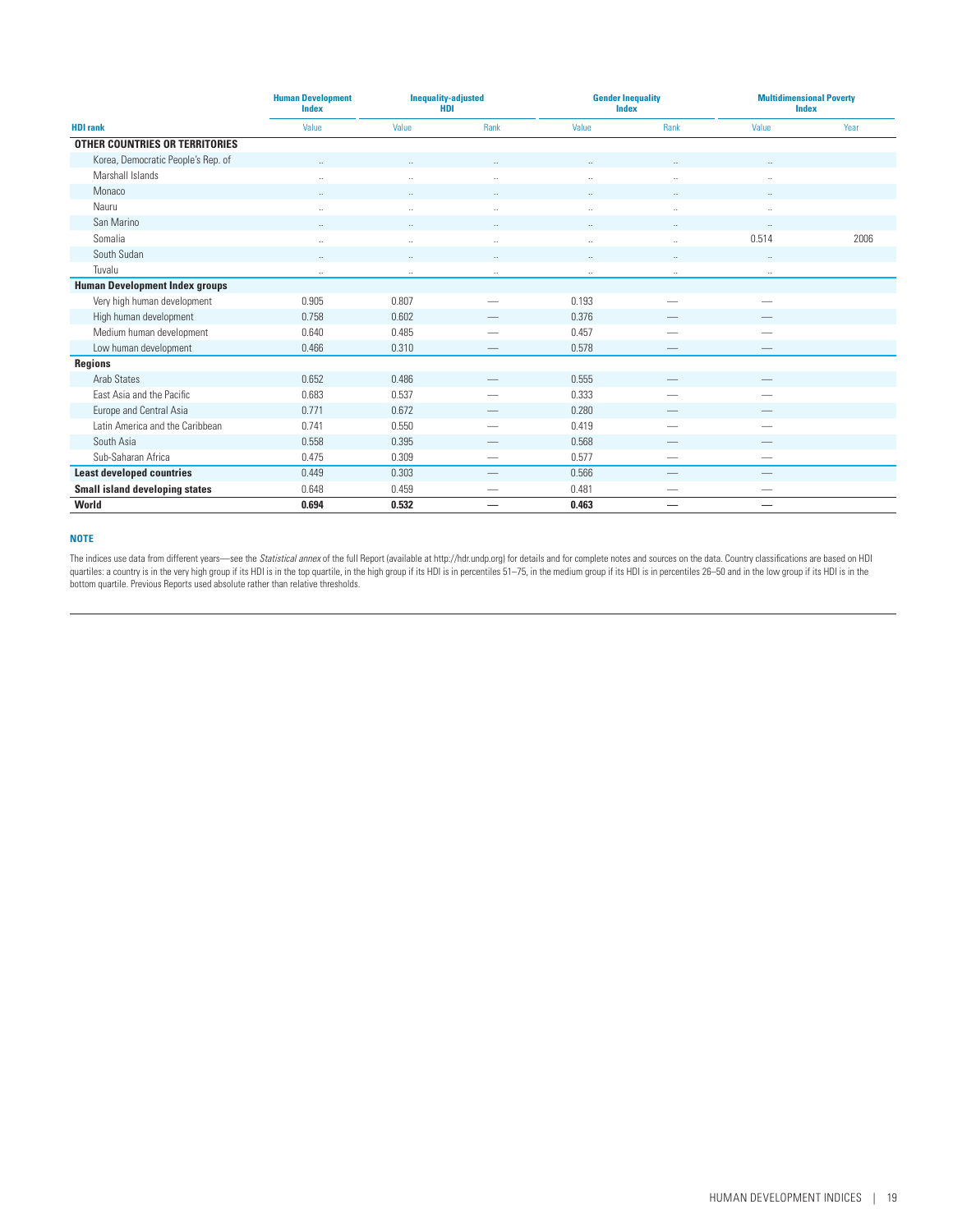| HDI rank | Human Development Index | Inequality-adjusted HDI | | Gender Inequality Index | | Multidimensional Poverty Index | |
|---|---|---|---|---|---|---|---|
| | Value | Value | Rank | Value | Rank | Value | Year |
| **OTHER COUNTRIES OR TERRITORIES** | | | | | | | |
| Korea, Democratic People's Rep. of | .. | .. | .. | .. | .. | .. | |
| Marshall Islands | .. | .. | .. | .. | .. | .. | |
| Monaco | .. | .. | .. | .. | .. | .. | |
| Nauru | .. | .. | .. | .. | .. | .. | |
| San Marino | .. | .. | .. | .. | .. | .. | |
| Somalia | .. | .. | .. | .. | .. | 0.514 | 2006 |
| South Sudan | .. | .. | .. | .. | .. | .. | |
| Tuvalu | .. | .. | .. | .. | .. | .. | |
| **Human Development Index groups** | | | | | | | |
| Very high human development | 0.905 | 0.807 | — | 0.193 | — | — | |
| High human development | 0.758 | 0.602 | — | 0.376 | — | — | |
| Medium human development | 0.640 | 0.485 | — | 0.457 | — | — | |
| Low human development | 0.466 | 0.310 | — | 0.578 | — | — | |
| **Regions** | | | | | | | |
| Arab States | 0.652 | 0.486 | — | 0.555 | — | — | |
| East Asia and the Pacific | 0.683 | 0.537 | — | 0.333 | — | — | |
| Europe and Central Asia | 0.771 | 0.672 | — | 0.280 | — | — | |
| Latin America and the Caribbean | 0.741 | 0.550 | — | 0.419 | — | — | |
| South Asia | 0.558 | 0.395 | — | 0.568 | — | — | |
| Sub-Saharan Africa | 0.475 | 0.309 | — | 0.577 | — | — | |
| **Least developed countries** | 0.449 | 0.303 | — | 0.566 | — | — | |
| **Small island developing states** | 0.648 | 0.459 | — | 0.481 | — | — | |
| **World** | **0.694** | **0.532** | **—** | **0.463** | **—** | **—** | |

**NOTE**

The indices use data from different years—see the *Statistical annex* of the full Report (available at http://hdr.undp.org) for details and for complete notes and sources on the data. Country classifications are based on HDI quartiles: a country is in the very high group if its HDI is in the top quartile, in the high group if its HDI is in percentiles 51–75, in the medium group if its HDI is in percentiles 26–50 and in the low group if its HDI is in the bottom quartile. Previous Reports used absolute rather than relative thresholds.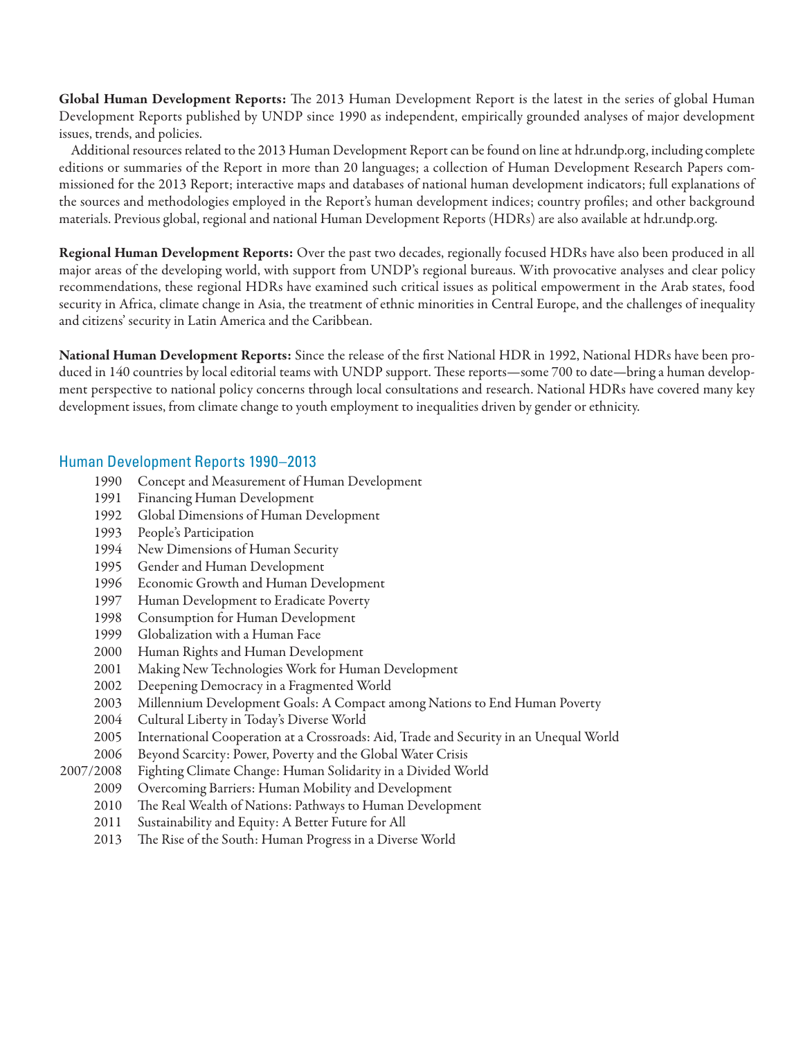**Global Human Development Reports:** The 2013 Human Development Report is the latest in the series of global Human Development Reports published by UNDP since 1990 as independent, empirically grounded analyses of major development issues, trends, and policies.

Additional resources related to the 2013 Human Development Report can be found on line at hdr.undp.org, including complete editions or summaries of the Report in more than 20 languages; a collection of Human Development Research Papers commissioned for the 2013 Report; interactive maps and databases of national human development indicators; full explanations of the sources and methodologies employed in the Report's human development indices; country profiles; and other background materials. Previous global, regional and national Human Development Reports (HDRs) are also available at hdr.undp.org.

**Regional Human Development Reports:** Over the past two decades, regionally focused HDRs have also been produced in all major areas of the developing world, with support from UNDP's regional bureaus. With provocative analyses and clear policy recommendations, these regional HDRs have examined such critical issues as political empowerment in the Arab states, food security in Africa, climate change in Asia, the treatment of ethnic minorities in Central Europe, and the challenges of inequality and citizens' security in Latin America and the Caribbean.

**National Human Development Reports:** Since the release of the first National HDR in 1992, National HDRs have been produced in 140 countries by local editorial teams with UNDP support. These reports—some 700 to date—bring a human development perspective to national policy concerns through local consultations and research. National HDRs have covered many key development issues, from climate change to youth employment to inequalities driven by gender or ethnicity.

## Human Development Reports 1990–2013

- 1990 Concept and Measurement of Human Development
- 1991 Financing Human Development
- 1992 Global Dimensions of Human Development
- 1993 People's Participation
- 1994 New Dimensions of Human Security
- 1995 Gender and Human Development
- 1996 Economic Growth and Human Development
- 1997 Human Development to Eradicate Poverty
- 1998 Consumption for Human Development
- 1999 Globalization with a Human Face
- 2000 Human Rights and Human Development
- 2001 Making New Technologies Work for Human Development
- 2002 Deepening Democracy in a Fragmented World
- 2003 Millennium Development Goals: A Compact among Nations to End Human Poverty
- 2004 Cultural Liberty in Today's Diverse World
- 2005 International Cooperation at a Crossroads: Aid, Trade and Security in an Unequal World
- 2006 Beyond Scarcity: Power, Poverty and the Global Water Crisis
- 2007/2008 Fighting Climate Change: Human Solidarity in a Divided World
- 2009 Overcoming Barriers: Human Mobility and Development
- 2010 The Real Wealth of Nations: Pathways to Human Development
- 2011 Sustainability and Equity: A Better Future for All
- 2013 The Rise of the South: Human Progress in a Diverse World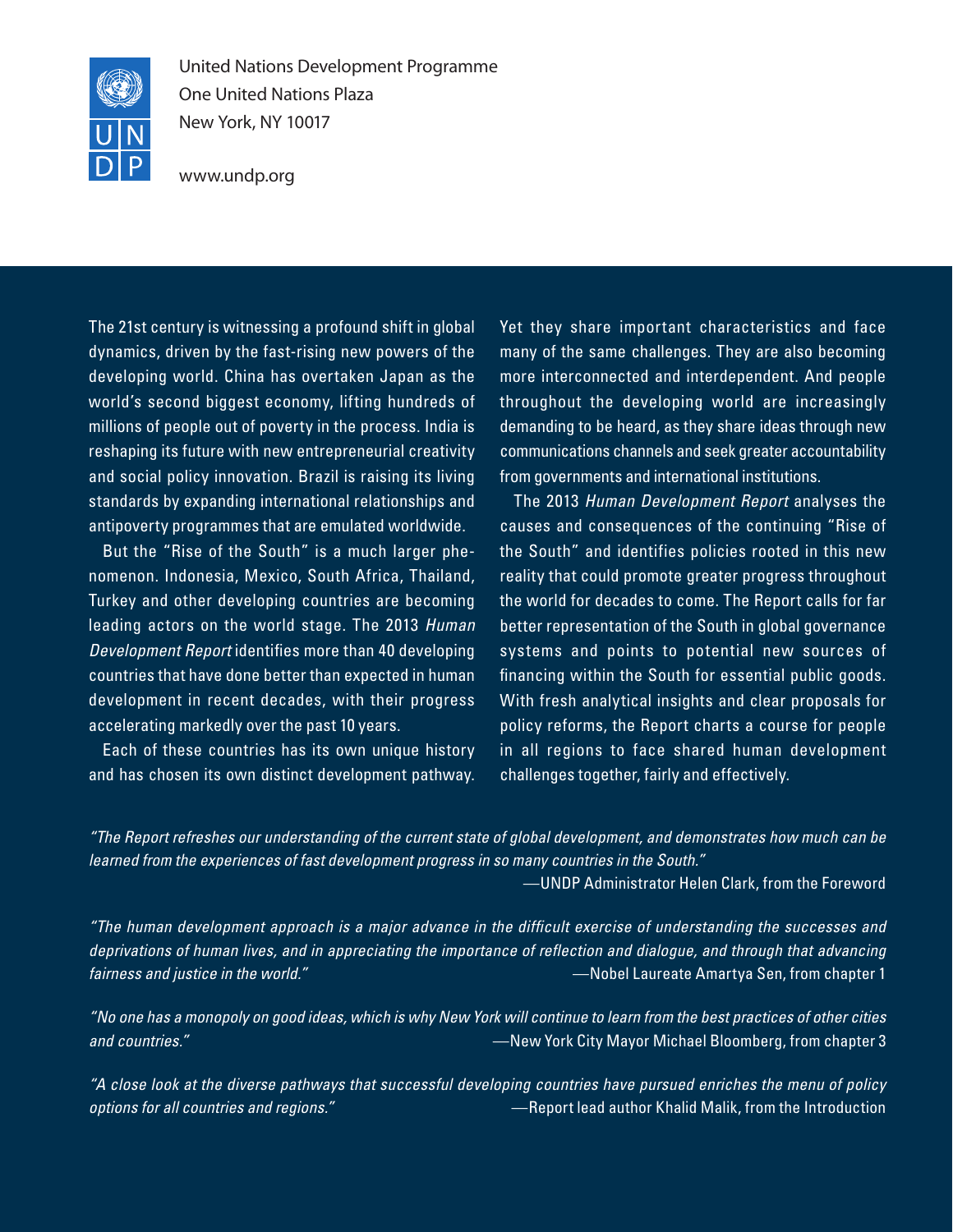United Nations Development Programme
One United Nations Plaza
New York, NY 10017

www.undp.org

The 21st century is witnessing a profound shift in global dynamics, driven by the fast-rising new powers of the developing world. China has overtaken Japan as the world's second biggest economy, lifting hundreds of millions of people out of poverty in the process. India is reshaping its future with new entrepreneurial creativity and social policy innovation. Brazil is raising its living standards by expanding international relationships and antipoverty programmes that are emulated worldwide.

But the "Rise of the South" is a much larger phenomenon. Indonesia, Mexico, South Africa, Thailand, Turkey and other developing countries are becoming leading actors on the world stage. The 2013 *Human Development Report* identifies more than 40 developing countries that have done better than expected in human development in recent decades, with their progress accelerating markedly over the past 10 years.

Each of these countries has its own unique history and has chosen its own distinct development pathway. Yet they share important characteristics and face many of the same challenges. They are also becoming more interconnected and interdependent. And people throughout the developing world are increasingly demanding to be heard, as they share ideas through new communications channels and seek greater accountability from governments and international institutions.

The 2013 *Human Development Report* analyses the causes and consequences of the continuing "Rise of the South" and identifies policies rooted in this new reality that could promote greater progress throughout the world for decades to come. The Report calls for far better representation of the South in global governance systems and points to potential new sources of financing within the South for essential public goods. With fresh analytical insights and clear proposals for policy reforms, the Report charts a course for people in all regions to face shared human development challenges together, fairly and effectively.

*"The Report refreshes our understanding of the current state of global development, and demonstrates how much can be learned from the experiences of fast development progress in so many countries in the South."*

—UNDP Administrator Helen Clark, from the Foreword

*"The human development approach is a major advance in the difficult exercise of understanding the successes and deprivations of human lives, and in appreciating the importance of reflection and dialogue, and through that advancing fairness and justice in the world."*

—Nobel Laureate Amartya Sen, from chapter 1

*"No one has a monopoly on good ideas, which is why New York will continue to learn from the best practices of other cities and countries."*

—New York City Mayor Michael Bloomberg, from chapter 3

*"A close look at the diverse pathways that successful developing countries have pursued enriches the menu of policy options for all countries and regions."*

—Report lead author Khalid Malik, from the Introduction